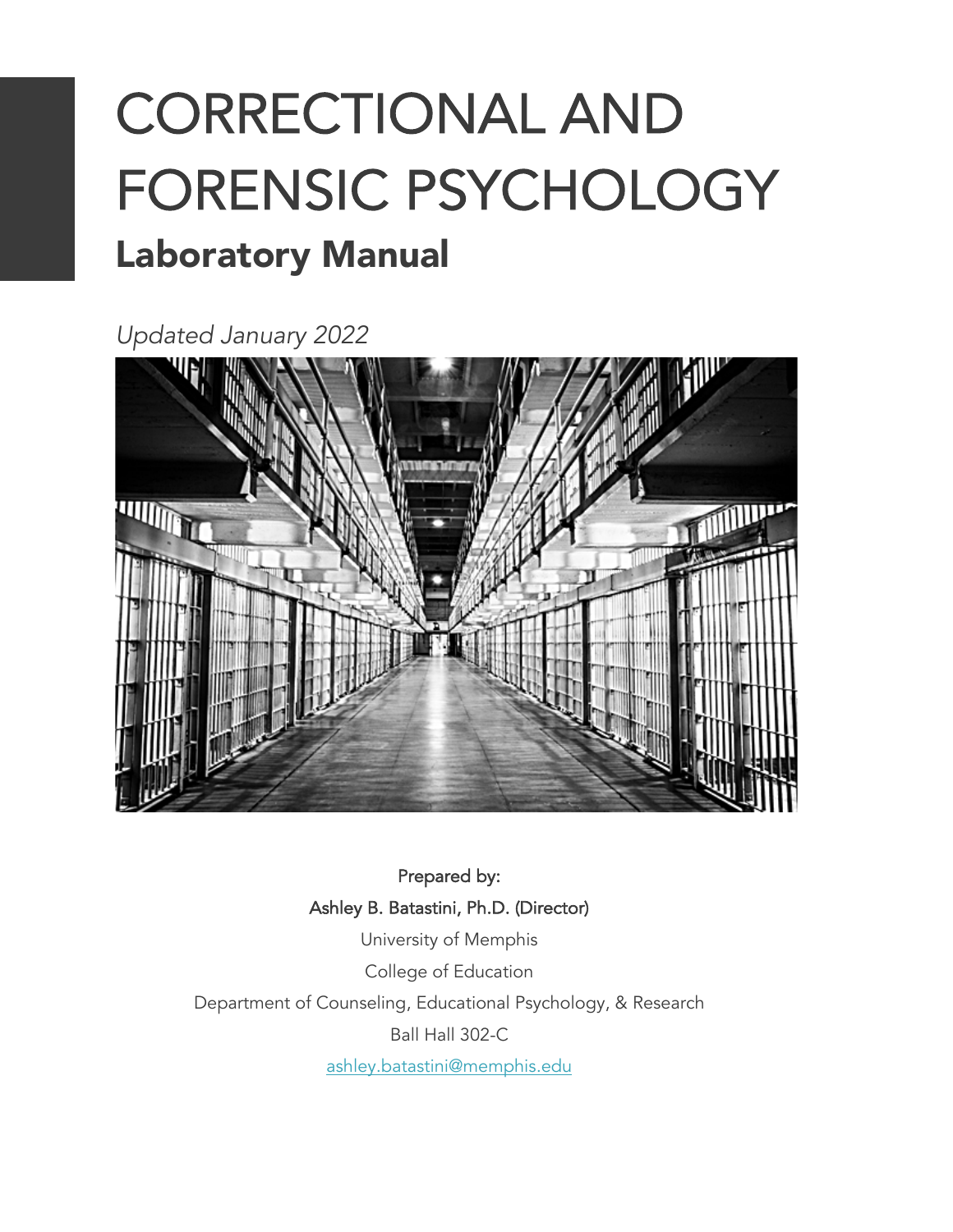# CORRECTIONAL AND FORENSIC PSYCHOLOGY

## Laboratory Manual

*Updated January 2022*

Prepared by:

Ashley B. Batastini, Ph.D. (Director)

University of Memphis

College of Education

Department of Counseling, Educational Psychology, & Research

Ball Hall 302-C

ashley.batastini@memphis.edu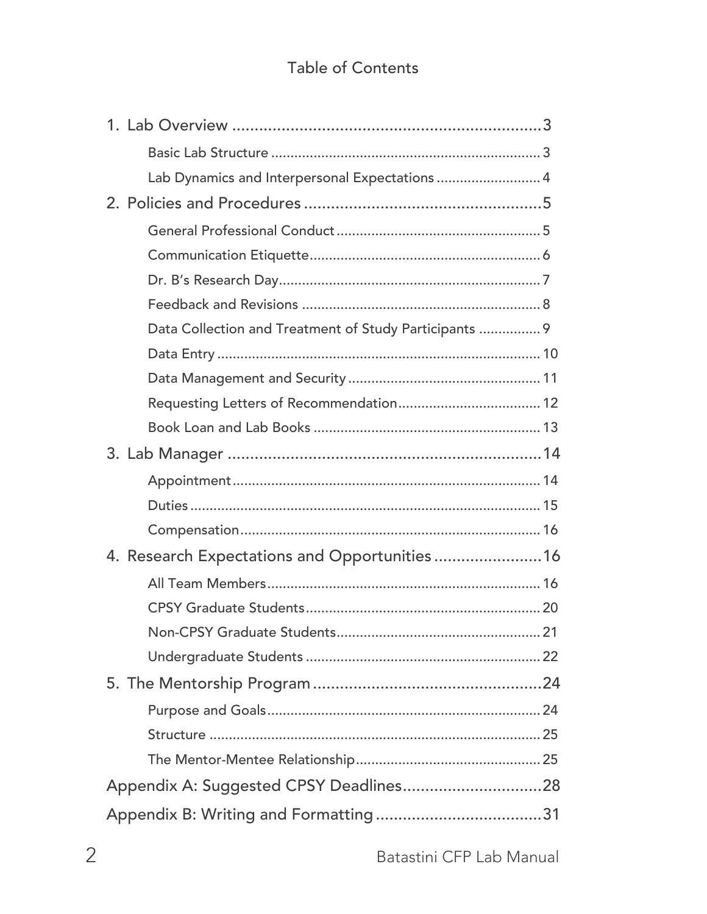# Table of Contents

1. Lab Overview ..................................................................... 3
    - Basic Lab Structure ..................................................................... 3
    - Lab Dynamics and Interpersonal Expectations .......................... 4
2. Policies and Procedures ..................................................... 5
    - General Professional Conduct .................................................... 5
    - Communication Etiquette ........................................................... 6
    - Dr. B's Research Day ................................................................... 7
    - Feedback and Revisions .............................................................. 8
    - Data Collection and Treatment of Study Participants ................ 9
    - Data Entry .................................................................................. 10
    - Data Management and Security ................................................. 11
    - Requesting Letters of Recommendation ..................................... 12
    - Book Loan and Lab Books .......................................................... 13
3. Lab Manager ...................................................................... 14
    - Appointment .............................................................................. 14
    - Duties ......................................................................................... 15
    - Compensation ............................................................................ 16
4. Research Expectations and Opportunities ........................ 16
    - All Team Members ...................................................................... 16
    - CPSY Graduate Students ............................................................ 20
    - Non-CPSY Graduate Students .................................................... 21
    - Undergraduate Students ............................................................ 22
5. The Mentorship Program ................................................... 24
    - Purpose and Goals ..................................................................... 24
    - Structure .................................................................................... 25
    - The Mentor-Mentee Relationship ............................................... 25

Appendix A: Suggested CPSY Deadlines ............................... 28

Appendix B: Writing and Formatting .................................... 31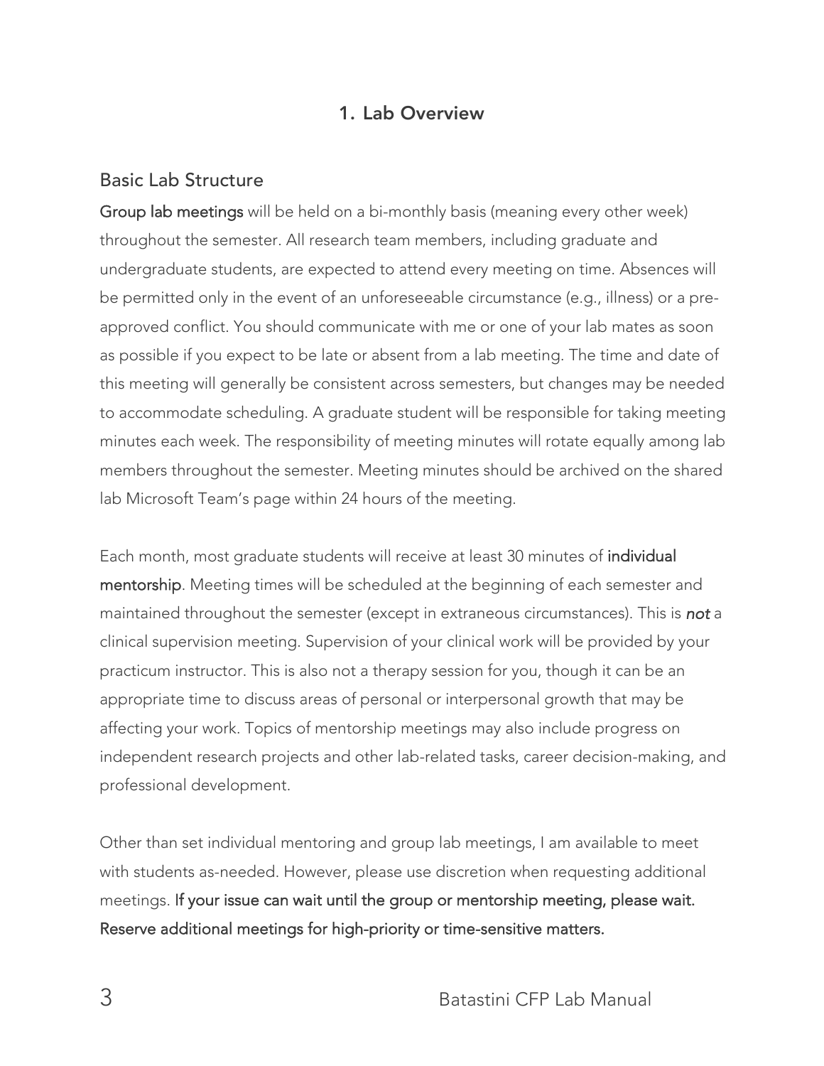# 1. Lab Overview

## Basic Lab Structure

**Group lab meetings** will be held on a bi-monthly basis (meaning every other week) throughout the semester. All research team members, including graduate and undergraduate students, are expected to attend every meeting on time. Absences will be permitted only in the event of an unforeseeable circumstance (e.g., illness) or a pre-approved conflict. You should communicate with me or one of your lab mates as soon as possible if you expect to be late or absent from a lab meeting. The time and date of this meeting will generally be consistent across semesters, but changes may be needed to accommodate scheduling. A graduate student will be responsible for taking meeting minutes each week. The responsibility of meeting minutes will rotate equally among lab members throughout the semester. Meeting minutes should be archived on the shared lab Microsoft Team's page within 24 hours of the meeting.

Each month, most graduate students will receive at least 30 minutes of **individual mentorship**. Meeting times will be scheduled at the beginning of each semester and maintained throughout the semester (except in extraneous circumstances). This is ***not*** a clinical supervision meeting. Supervision of your clinical work will be provided by your practicum instructor. This is also not a therapy session for you, though it can be an appropriate time to discuss areas of personal or interpersonal growth that may be affecting your work. Topics of mentorship meetings may also include progress on independent research projects and other lab-related tasks, career decision-making, and professional development.

Other than set individual mentoring and group lab meetings, I am available to meet with students as-needed. However, please use discretion when requesting additional meetings. **If your issue can wait until the group or mentorship meeting, please wait. Reserve additional meetings for high-priority or time-sensitive matters.**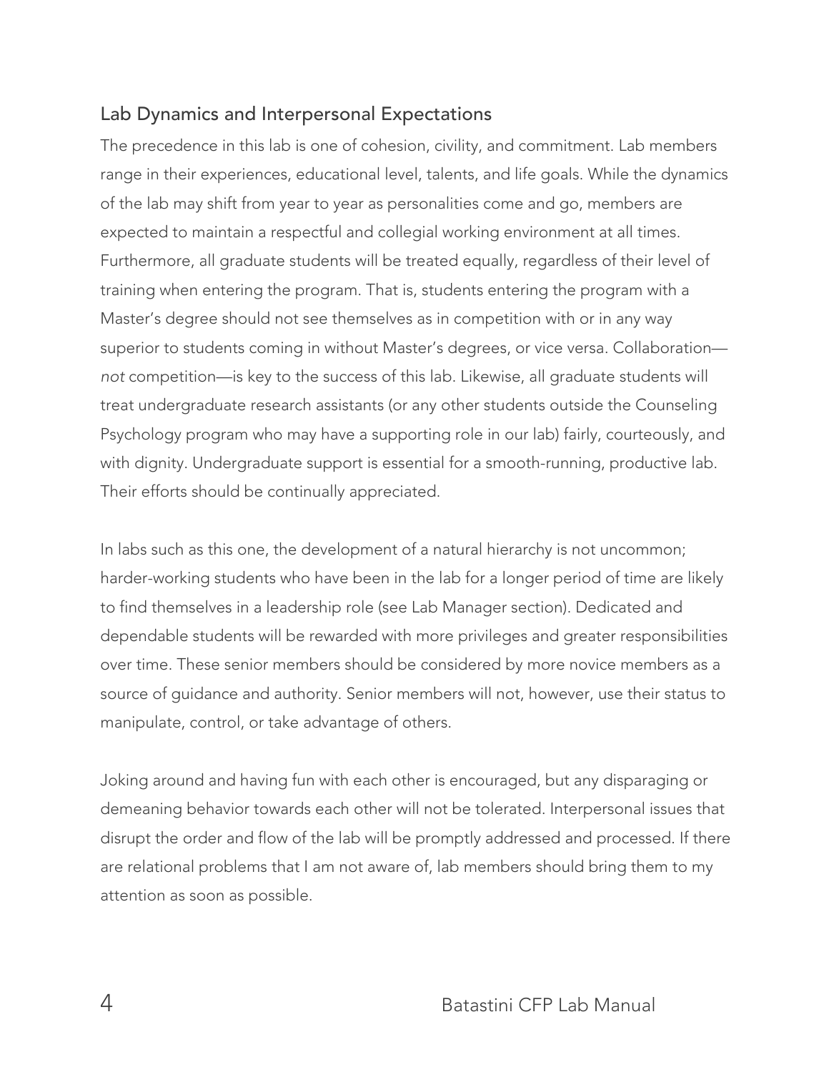## Lab Dynamics and Interpersonal Expectations

The precedence in this lab is one of cohesion, civility, and commitment. Lab members range in their experiences, educational level, talents, and life goals. While the dynamics of the lab may shift from year to year as personalities come and go, members are expected to maintain a respectful and collegial working environment at all times. Furthermore, all graduate students will be treated equally, regardless of their level of training when entering the program. That is, students entering the program with a Master's degree should not see themselves as in competition with or in any way superior to students coming in without Master's degrees, or vice versa. Collaboration—*not* competition—is key to the success of this lab. Likewise, all graduate students will treat undergraduate research assistants (or any other students outside the Counseling Psychology program who may have a supporting role in our lab) fairly, courteously, and with dignity. Undergraduate support is essential for a smooth-running, productive lab. Their efforts should be continually appreciated.

In labs such as this one, the development of a natural hierarchy is not uncommon; harder-working students who have been in the lab for a longer period of time are likely to find themselves in a leadership role (see Lab Manager section). Dedicated and dependable students will be rewarded with more privileges and greater responsibilities over time. These senior members should be considered by more novice members as a source of guidance and authority. Senior members will not, however, use their status to manipulate, control, or take advantage of others.

Joking around and having fun with each other is encouraged, but any disparaging or demeaning behavior towards each other will not be tolerated. Interpersonal issues that disrupt the order and flow of the lab will be promptly addressed and processed. If there are relational problems that I am not aware of, lab members should bring them to my attention as soon as possible.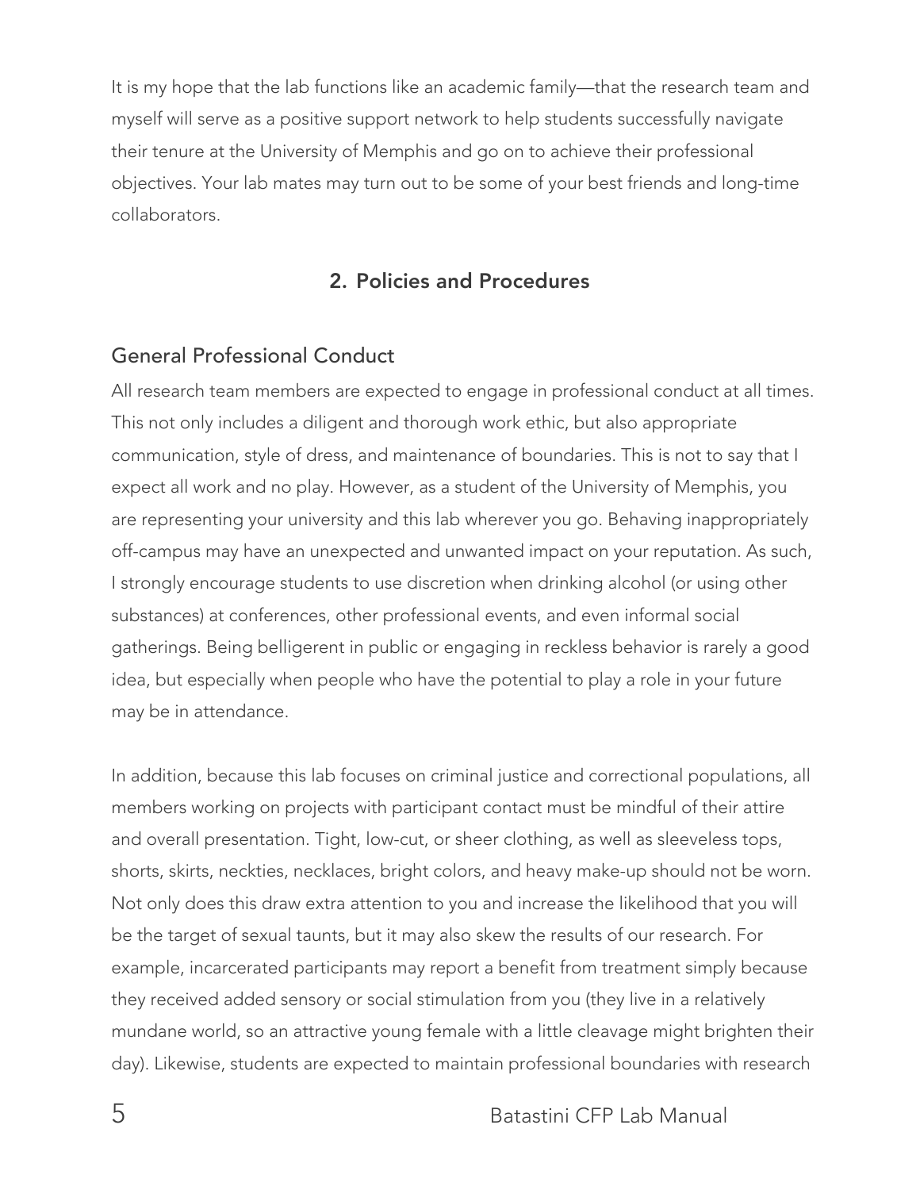It is my hope that the lab functions like an academic family—that the research team and myself will serve as a positive support network to help students successfully navigate their tenure at the University of Memphis and go on to achieve their professional objectives. Your lab mates may turn out to be some of your best friends and long-time collaborators.

## 2. Policies and Procedures

### General Professional Conduct

All research team members are expected to engage in professional conduct at all times. This not only includes a diligent and thorough work ethic, but also appropriate communication, style of dress, and maintenance of boundaries. This is not to say that I expect all work and no play. However, as a student of the University of Memphis, you are representing your university and this lab wherever you go. Behaving inappropriately off-campus may have an unexpected and unwanted impact on your reputation. As such, I strongly encourage students to use discretion when drinking alcohol (or using other substances) at conferences, other professional events, and even informal social gatherings. Being belligerent in public or engaging in reckless behavior is rarely a good idea, but especially when people who have the potential to play a role in your future may be in attendance.

In addition, because this lab focuses on criminal justice and correctional populations, all members working on projects with participant contact must be mindful of their attire and overall presentation. Tight, low-cut, or sheer clothing, as well as sleeveless tops, shorts, skirts, neckties, necklaces, bright colors, and heavy make-up should not be worn. Not only does this draw extra attention to you and increase the likelihood that you will be the target of sexual taunts, but it may also skew the results of our research. For example, incarcerated participants may report a benefit from treatment simply because they received added sensory or social stimulation from you (they live in a relatively mundane world, so an attractive young female with a little cleavage might brighten their day). Likewise, students are expected to maintain professional boundaries with research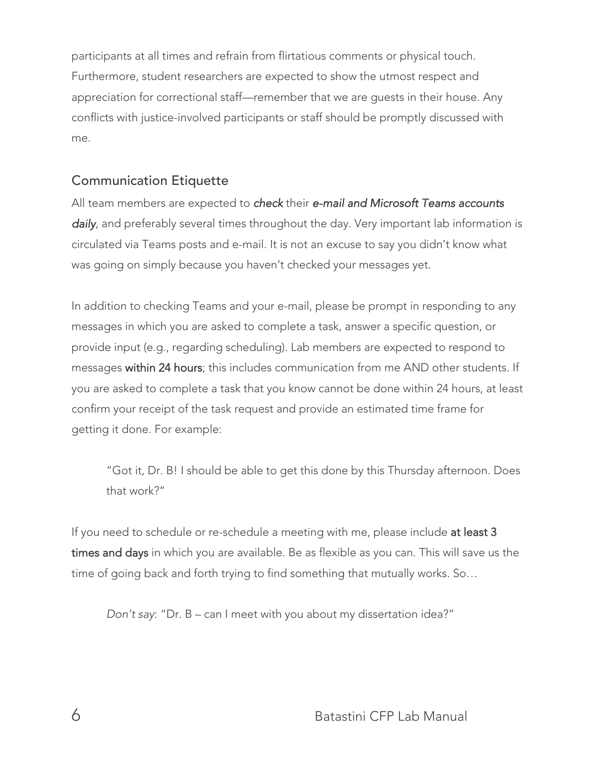participants at all times and refrain from flirtatious comments or physical touch. Furthermore, student researchers are expected to show the utmost respect and appreciation for correctional staff—remember that we are guests in their house. Any conflicts with justice-involved participants or staff should be promptly discussed with me.

## Communication Etiquette

All team members are expected to ***check*** their ***e-mail and Microsoft Teams accounts daily***, and preferably several times throughout the day. Very important lab information is circulated via Teams posts and e-mail. It is not an excuse to say you didn't know what was going on simply because you haven't checked your messages yet.

In addition to checking Teams and your e-mail, please be prompt in responding to any messages in which you are asked to complete a task, answer a specific question, or provide input (e.g., regarding scheduling). Lab members are expected to respond to messages **within 24 hours**; this includes communication from me AND other students. If you are asked to complete a task that you know cannot be done within 24 hours, at least confirm your receipt of the task request and provide an estimated time frame for getting it done. For example:

> "Got it, Dr. B! I should be able to get this done by this Thursday afternoon. Does that work?"

If you need to schedule or re-schedule a meeting with me, please include **at least 3 times and days** in which you are available. Be as flexible as you can. This will save us the time of going back and forth trying to find something that mutually works. So…

> *Don't say*: "Dr. B – can I meet with you about my dissertation idea?"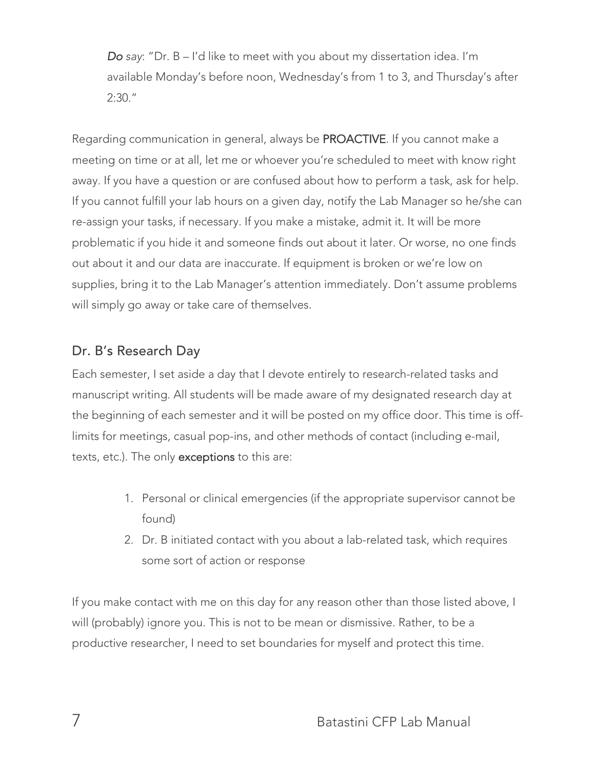> ***Do** say*: "Dr. B – I'd like to meet with you about my dissertation idea. I'm available Monday's before noon, Wednesday's from 1 to 3, and Thursday's after 2:30."

Regarding communication in general, always be **PROACTIVE**. If you cannot make a meeting on time or at all, let me or whoever you're scheduled to meet with know right away. If you have a question or are confused about how to perform a task, ask for help. If you cannot fulfill your lab hours on a given day, notify the Lab Manager so he/she can re-assign your tasks, if necessary. If you make a mistake, admit it. It will be more problematic if you hide it and someone finds out about it later. Or worse, no one finds out about it and our data are inaccurate. If equipment is broken or we're low on supplies, bring it to the Lab Manager's attention immediately. Don't assume problems will simply go away or take care of themselves.

## Dr. B's Research Day

Each semester, I set aside a day that I devote entirely to research-related tasks and manuscript writing. All students will be made aware of my designated research day at the beginning of each semester and it will be posted on my office door. This time is off-limits for meetings, casual pop-ins, and other methods of contact (including e-mail, texts, etc.). The only **exceptions** to this are:

1. Personal or clinical emergencies (if the appropriate supervisor cannot be found)
2. Dr. B initiated contact with you about a lab-related task, which requires some sort of action or response

If you make contact with me on this day for any reason other than those listed above, I will (probably) ignore you. This is not to be mean or dismissive. Rather, to be a productive researcher, I need to set boundaries for myself and protect this time.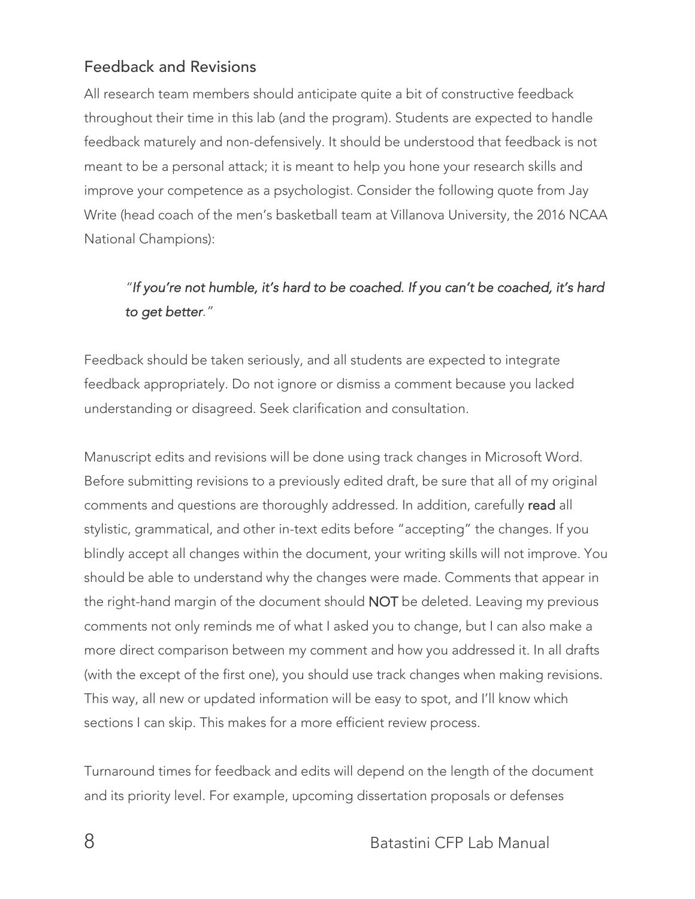## Feedback and Revisions

All research team members should anticipate quite a bit of constructive feedback throughout their time in this lab (and the program). Students are expected to handle feedback maturely and non-defensively. It should be understood that feedback is not meant to be a personal attack; it is meant to help you hone your research skills and improve your competence as a psychologist. Consider the following quote from Jay Write (head coach of the men's basketball team at Villanova University, the 2016 NCAA National Champions):

> "*If you're not humble, it's hard to be coached. If you can't be coached, it's hard to get better*."

Feedback should be taken seriously, and all students are expected to integrate feedback appropriately. Do not ignore or dismiss a comment because you lacked understanding or disagreed. Seek clarification and consultation.

Manuscript edits and revisions will be done using track changes in Microsoft Word. Before submitting revisions to a previously edited draft, be sure that all of my original comments and questions are thoroughly addressed. In addition, carefully **read** all stylistic, grammatical, and other in-text edits before "accepting" the changes. If you blindly accept all changes within the document, your writing skills will not improve. You should be able to understand why the changes were made. Comments that appear in the right-hand margin of the document should **NOT** be deleted. Leaving my previous comments not only reminds me of what I asked you to change, but I can also make a more direct comparison between my comment and how you addressed it. In all drafts (with the except of the first one), you should use track changes when making revisions. This way, all new or updated information will be easy to spot, and I'll know which sections I can skip. This makes for a more efficient review process.

Turnaround times for feedback and edits will depend on the length of the document and its priority level. For example, upcoming dissertation proposals or defenses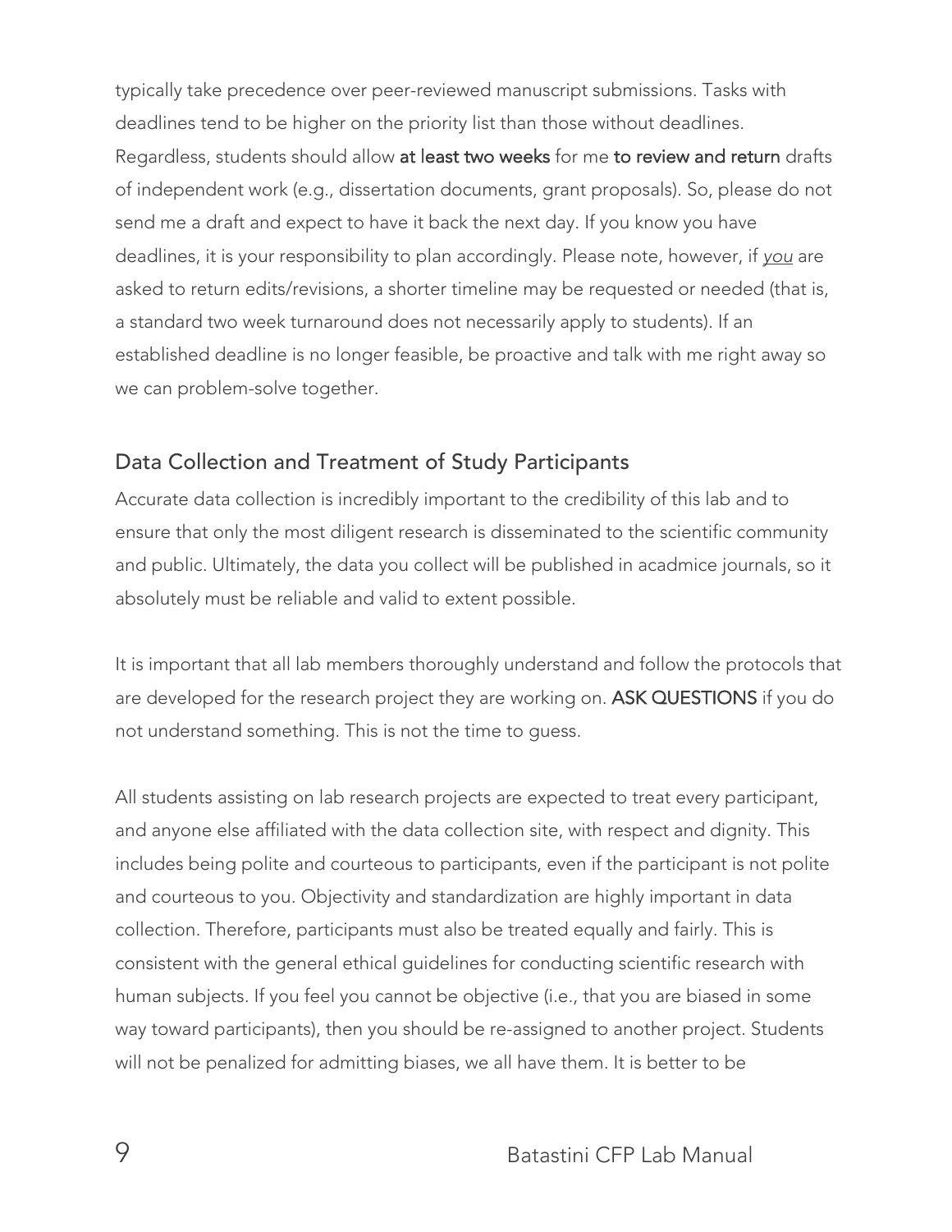typically take precedence over peer-reviewed manuscript submissions. Tasks with deadlines tend to be higher on the priority list than those without deadlines. Regardless, students should allow **at least two weeks** for me **to review and return** drafts of independent work (e.g., dissertation documents, grant proposals). So, please do not send me a draft and expect to have it back the next day. If you know you have deadlines, it is your responsibility to plan accordingly. Please note, however, if *you* are asked to return edits/revisions, a shorter timeline may be requested or needed (that is, a standard two week turnaround does not necessarily apply to students). If an established deadline is no longer feasible, be proactive and talk with me right away so we can problem-solve together.

## Data Collection and Treatment of Study Participants

Accurate data collection is incredibly important to the credibility of this lab and to ensure that only the most diligent research is disseminated to the scientific community and public. Ultimately, the data you collect will be published in acadmice journals, so it absolutely must be reliable and valid to extent possible.

It is important that all lab members thoroughly understand and follow the protocols that are developed for the research project they are working on. **ASK QUESTIONS** if you do not understand something. This is not the time to guess.

All students assisting on lab research projects are expected to treat every participant, and anyone else affiliated with the data collection site, with respect and dignity. This includes being polite and courteous to participants, even if the participant is not polite and courteous to you. Objectivity and standardization are highly important in data collection. Therefore, participants must also be treated equally and fairly. This is consistent with the general ethical guidelines for conducting scientific research with human subjects. If you feel you cannot be objective (i.e., that you are biased in some way toward participants), then you should be re-assigned to another project. Students will not be penalized for admitting biases, we all have them. It is better to be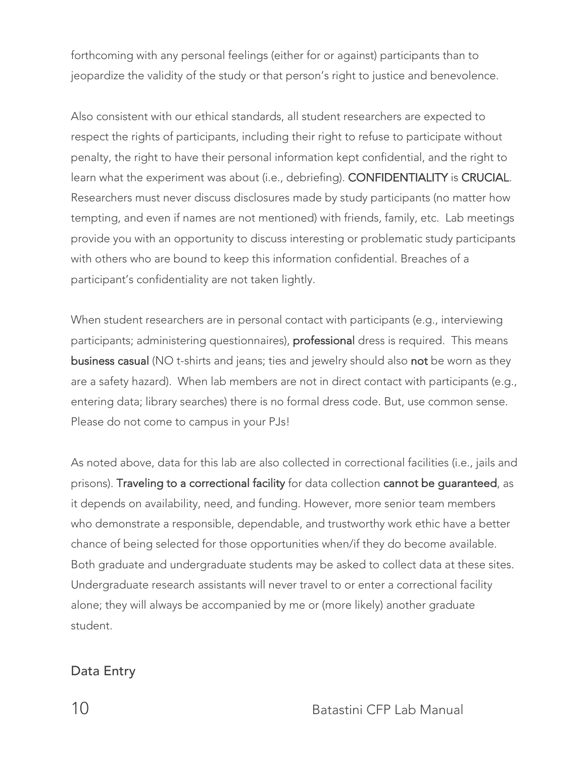forthcoming with any personal feelings (either for or against) participants than to jeopardize the validity of the study or that person's right to justice and benevolence.

Also consistent with our ethical standards, all student researchers are expected to respect the rights of participants, including their right to refuse to participate without penalty, the right to have their personal information kept confidential, and the right to learn what the experiment was about (i.e., debriefing). **CONFIDENTIALITY** is **CRUCIAL**. Researchers must never discuss disclosures made by study participants (no matter how tempting, and even if names are not mentioned) with friends, family, etc. Lab meetings provide you with an opportunity to discuss interesting or problematic study participants with others who are bound to keep this information confidential. Breaches of a participant's confidentiality are not taken lightly.

When student researchers are in personal contact with participants (e.g., interviewing participants; administering questionnaires), **professional** dress is required. This means **business casual** (NO t-shirts and jeans; ties and jewelry should also **not** be worn as they are a safety hazard). When lab members are not in direct contact with participants (e.g., entering data; library searches) there is no formal dress code. But, use common sense. Please do not come to campus in your PJs!

As noted above, data for this lab are also collected in correctional facilities (i.e., jails and prisons). **Traveling to a correctional facility** for data collection **cannot be guaranteed**, as it depends on availability, need, and funding. However, more senior team members who demonstrate a responsible, dependable, and trustworthy work ethic have a better chance of being selected for those opportunities when/if they do become available. Both graduate and undergraduate students may be asked to collect data at these sites. Undergraduate research assistants will never travel to or enter a correctional facility alone; they will always be accompanied by me or (more likely) another graduate student.

## Data Entry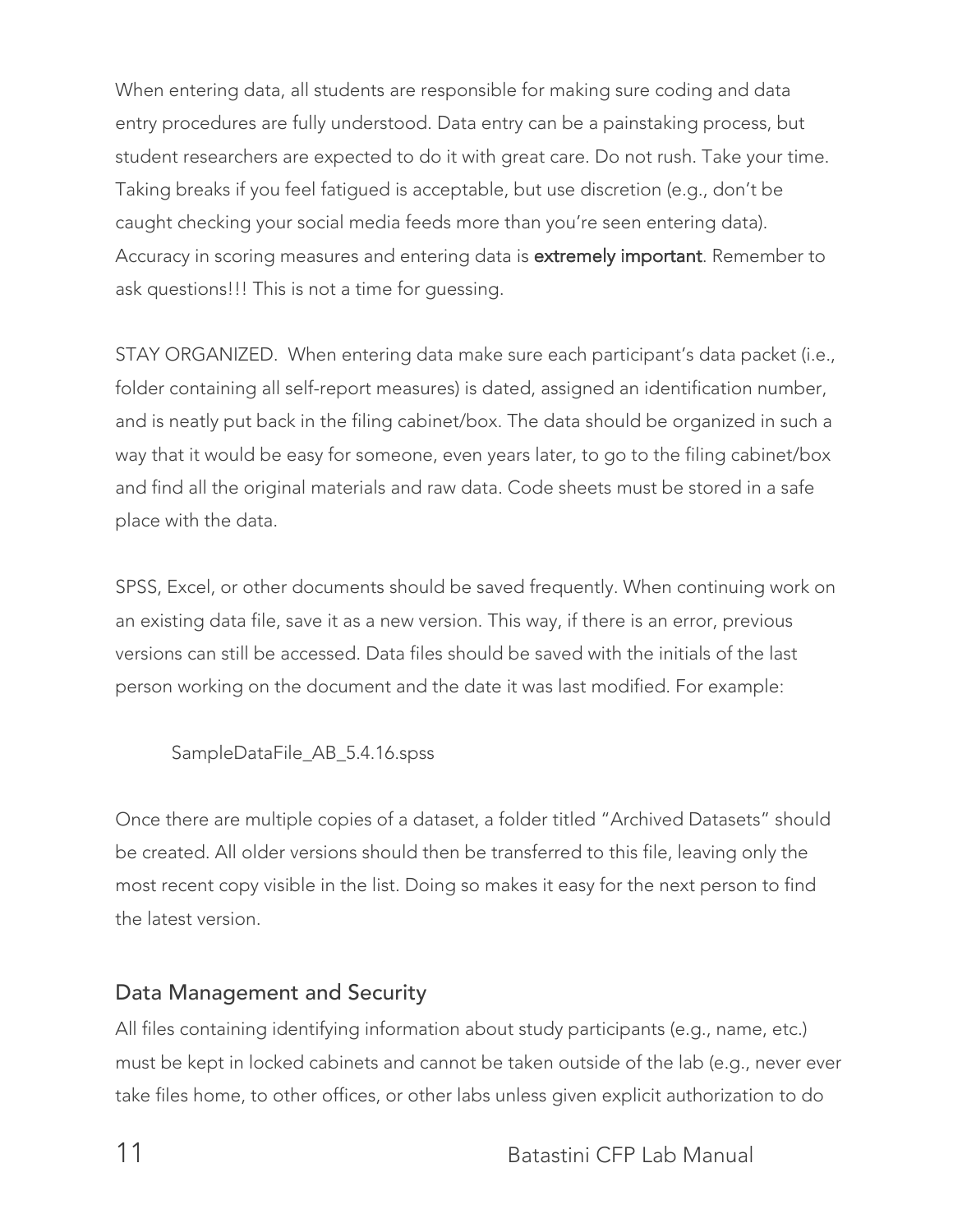When entering data, all students are responsible for making sure coding and data entry procedures are fully understood. Data entry can be a painstaking process, but student researchers are expected to do it with great care. Do not rush. Take your time. Taking breaks if you feel fatigued is acceptable, but use discretion (e.g., don't be caught checking your social media feeds more than you're seen entering data). Accuracy in scoring measures and entering data is **extremely important**. Remember to ask questions!!! This is not a time for guessing.

STAY ORGANIZED. When entering data make sure each participant's data packet (i.e., folder containing all self-report measures) is dated, assigned an identification number, and is neatly put back in the filing cabinet/box. The data should be organized in such a way that it would be easy for someone, even years later, to go to the filing cabinet/box and find all the original materials and raw data. Code sheets must be stored in a safe place with the data.

SPSS, Excel, or other documents should be saved frequently. When continuing work on an existing data file, save it as a new version. This way, if there is an error, previous versions can still be accessed. Data files should be saved with the initials of the last person working on the document and the date it was last modified. For example:

> SampleDataFile_AB_5.4.16.spss

Once there are multiple copies of a dataset, a folder titled "Archived Datasets" should be created. All older versions should then be transferred to this file, leaving only the most recent copy visible in the list. Doing so makes it easy for the next person to find the latest version.

## Data Management and Security

All files containing identifying information about study participants (e.g., name, etc.) must be kept in locked cabinets and cannot be taken outside of the lab (e.g., never ever take files home, to other offices, or other labs unless given explicit authorization to do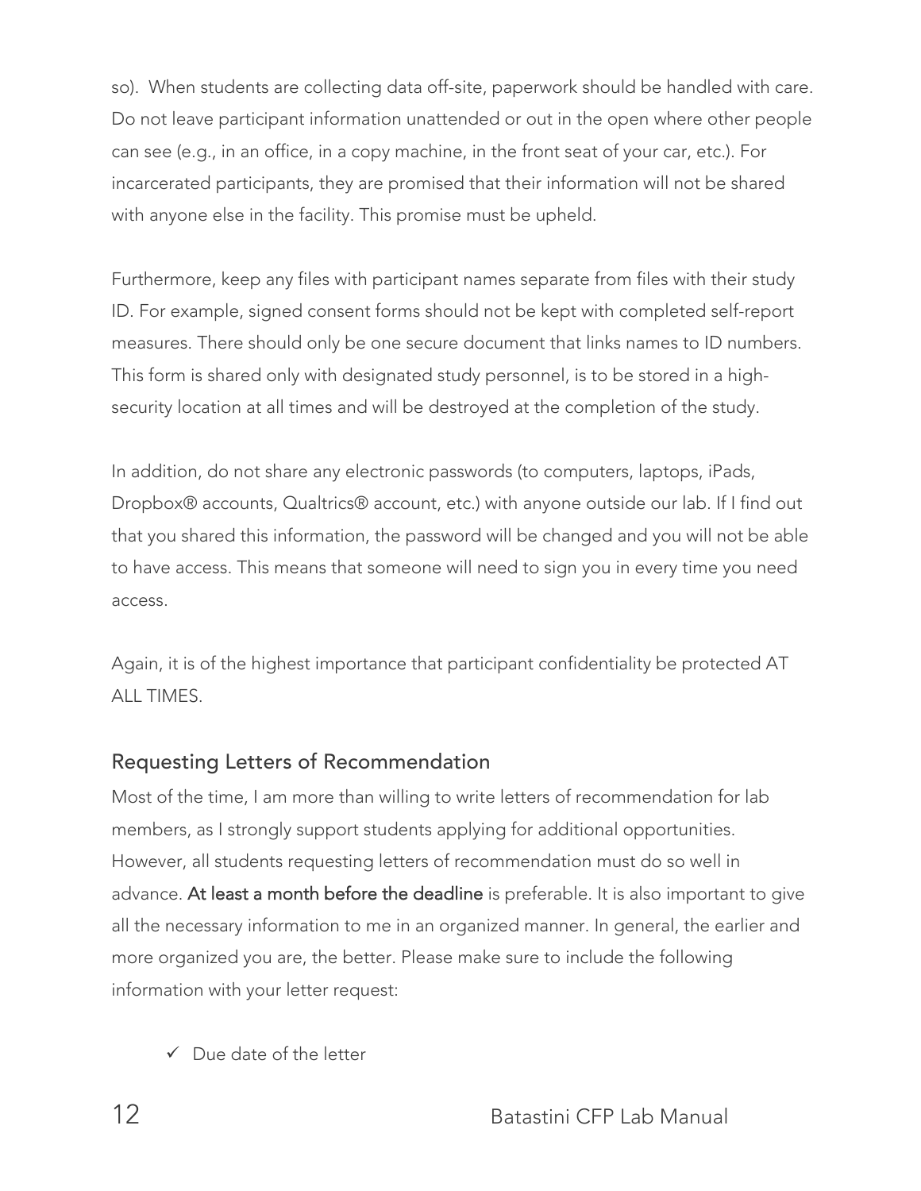so). When students are collecting data off-site, paperwork should be handled with care. Do not leave participant information unattended or out in the open where other people can see (e.g., in an office, in a copy machine, in the front seat of your car, etc.). For incarcerated participants, they are promised that their information will not be shared with anyone else in the facility. This promise must be upheld.

Furthermore, keep any files with participant names separate from files with their study ID. For example, signed consent forms should not be kept with completed self-report measures. There should only be one secure document that links names to ID numbers. This form is shared only with designated study personnel, is to be stored in a high-security location at all times and will be destroyed at the completion of the study.

In addition, do not share any electronic passwords (to computers, laptops, iPads, Dropbox® accounts, Qualtrics® account, etc.) with anyone outside our lab. If I find out that you shared this information, the password will be changed and you will not be able to have access. This means that someone will need to sign you in every time you need access.

Again, it is of the highest importance that participant confidentiality be protected AT ALL TIMES.

## Requesting Letters of Recommendation

Most of the time, I am more than willing to write letters of recommendation for lab members, as I strongly support students applying for additional opportunities. However, all students requesting letters of recommendation must do so well in advance. **At least a month before the deadline** is preferable. It is also important to give all the necessary information to me in an organized manner. In general, the earlier and more organized you are, the better. Please make sure to include the following information with your letter request:

- ✓ Due date of the letter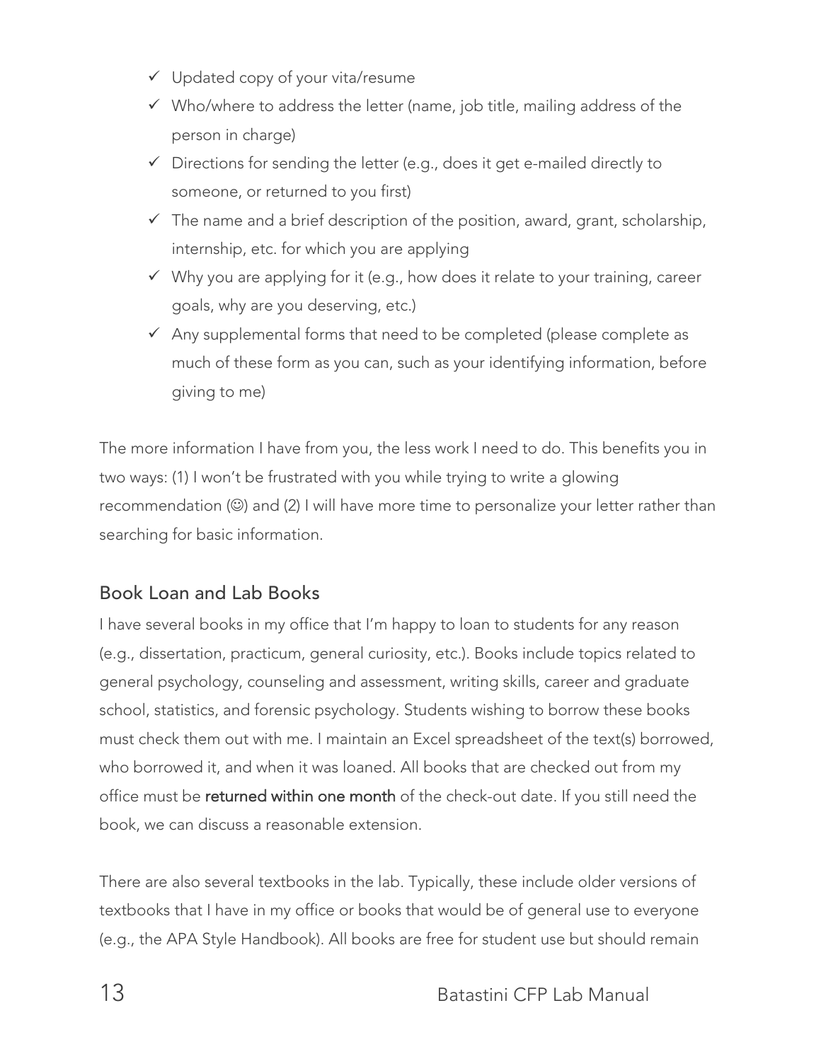- ✓ Updated copy of your vita/resume
- ✓ Who/where to address the letter (name, job title, mailing address of the person in charge)
- ✓ Directions for sending the letter (e.g., does it get e-mailed directly to someone, or returned to you first)
- ✓ The name and a brief description of the position, award, grant, scholarship, internship, etc. for which you are applying
- ✓ Why you are applying for it (e.g., how does it relate to your training, career goals, why are you deserving, etc.)
- ✓ Any supplemental forms that need to be completed (please complete as much of these form as you can, such as your identifying information, before giving to me)

The more information I have from you, the less work I need to do. This benefits you in two ways: (1) I won't be frustrated with you while trying to write a glowing recommendation (☺) and (2) I will have more time to personalize your letter rather than searching for basic information.

## Book Loan and Lab Books

I have several books in my office that I'm happy to loan to students for any reason (e.g., dissertation, practicum, general curiosity, etc.). Books include topics related to general psychology, counseling and assessment, writing skills, career and graduate school, statistics, and forensic psychology. Students wishing to borrow these books must check them out with me. I maintain an Excel spreadsheet of the text(s) borrowed, who borrowed it, and when it was loaned. All books that are checked out from my office must be **returned within one month** of the check-out date. If you still need the book, we can discuss a reasonable extension.

There are also several textbooks in the lab. Typically, these include older versions of textbooks that I have in my office or books that would be of general use to everyone (e.g., the APA Style Handbook). All books are free for student use but should remain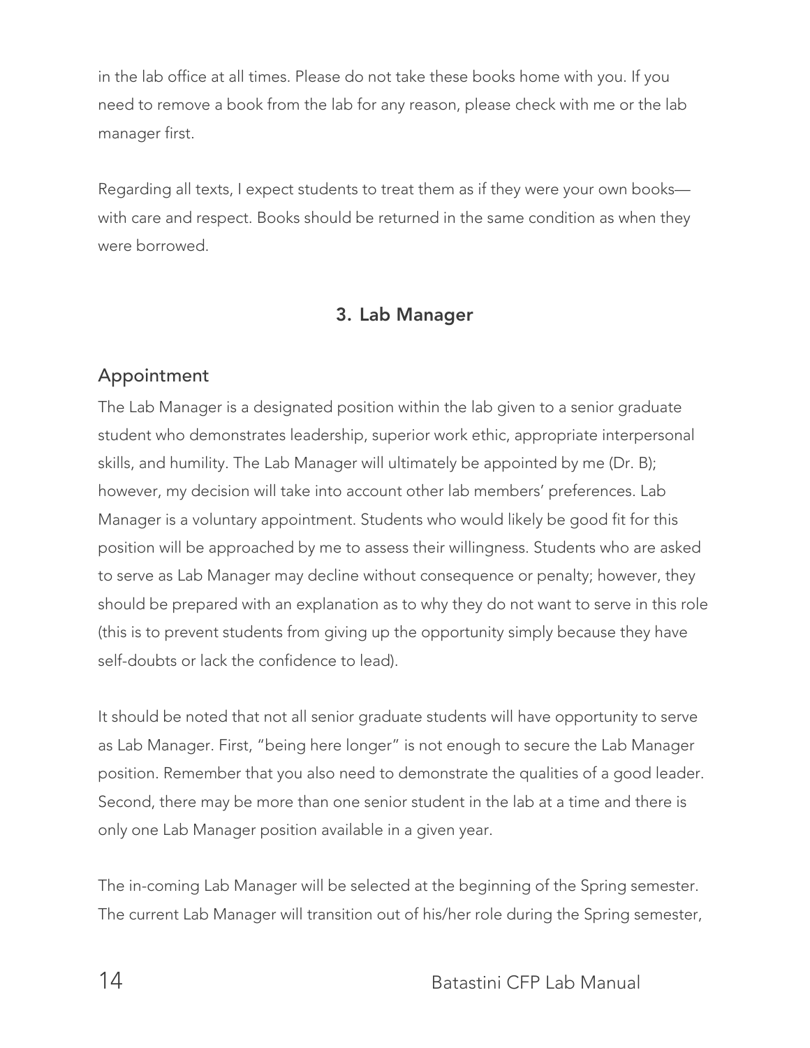in the lab office at all times. Please do not take these books home with you. If you need to remove a book from the lab for any reason, please check with me or the lab manager first.

Regarding all texts, I expect students to treat them as if they were your own books—with care and respect. Books should be returned in the same condition as when they were borrowed.

## 3. Lab Manager

### Appointment

The Lab Manager is a designated position within the lab given to a senior graduate student who demonstrates leadership, superior work ethic, appropriate interpersonal skills, and humility. The Lab Manager will ultimately be appointed by me (Dr. B); however, my decision will take into account other lab members' preferences. Lab Manager is a voluntary appointment. Students who would likely be good fit for this position will be approached by me to assess their willingness. Students who are asked to serve as Lab Manager may decline without consequence or penalty; however, they should be prepared with an explanation as to why they do not want to serve in this role (this is to prevent students from giving up the opportunity simply because they have self-doubts or lack the confidence to lead).

It should be noted that not all senior graduate students will have opportunity to serve as Lab Manager. First, "being here longer" is not enough to secure the Lab Manager position. Remember that you also need to demonstrate the qualities of a good leader. Second, there may be more than one senior student in the lab at a time and there is only one Lab Manager position available in a given year.

The in-coming Lab Manager will be selected at the beginning of the Spring semester. The current Lab Manager will transition out of his/her role during the Spring semester,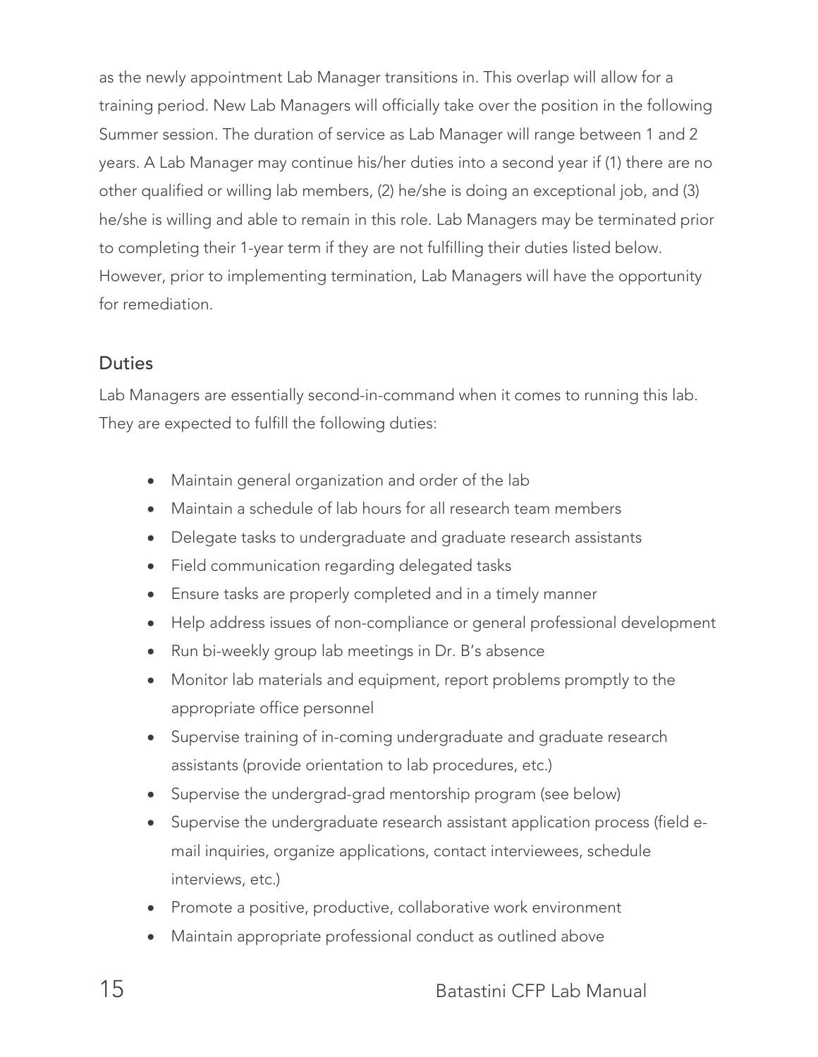as the newly appointment Lab Manager transitions in. This overlap will allow for a training period. New Lab Managers will officially take over the position in the following Summer session. The duration of service as Lab Manager will range between 1 and 2 years. A Lab Manager may continue his/her duties into a second year if (1) there are no other qualified or willing lab members, (2) he/she is doing an exceptional job, and (3) he/she is willing and able to remain in this role. Lab Managers may be terminated prior to completing their 1-year term if they are not fulfilling their duties listed below. However, prior to implementing termination, Lab Managers will have the opportunity for remediation.

## Duties

Lab Managers are essentially second-in-command when it comes to running this lab. They are expected to fulfill the following duties:

- Maintain general organization and order of the lab
- Maintain a schedule of lab hours for all research team members
- Delegate tasks to undergraduate and graduate research assistants
- Field communication regarding delegated tasks
- Ensure tasks are properly completed and in a timely manner
- Help address issues of non-compliance or general professional development
- Run bi-weekly group lab meetings in Dr. B's absence
- Monitor lab materials and equipment, report problems promptly to the appropriate office personnel
- Supervise training of in-coming undergraduate and graduate research assistants (provide orientation to lab procedures, etc.)
- Supervise the undergrad-grad mentorship program (see below)
- Supervise the undergraduate research assistant application process (field e-mail inquiries, organize applications, contact interviewees, schedule interviews, etc.)
- Promote a positive, productive, collaborative work environment
- Maintain appropriate professional conduct as outlined above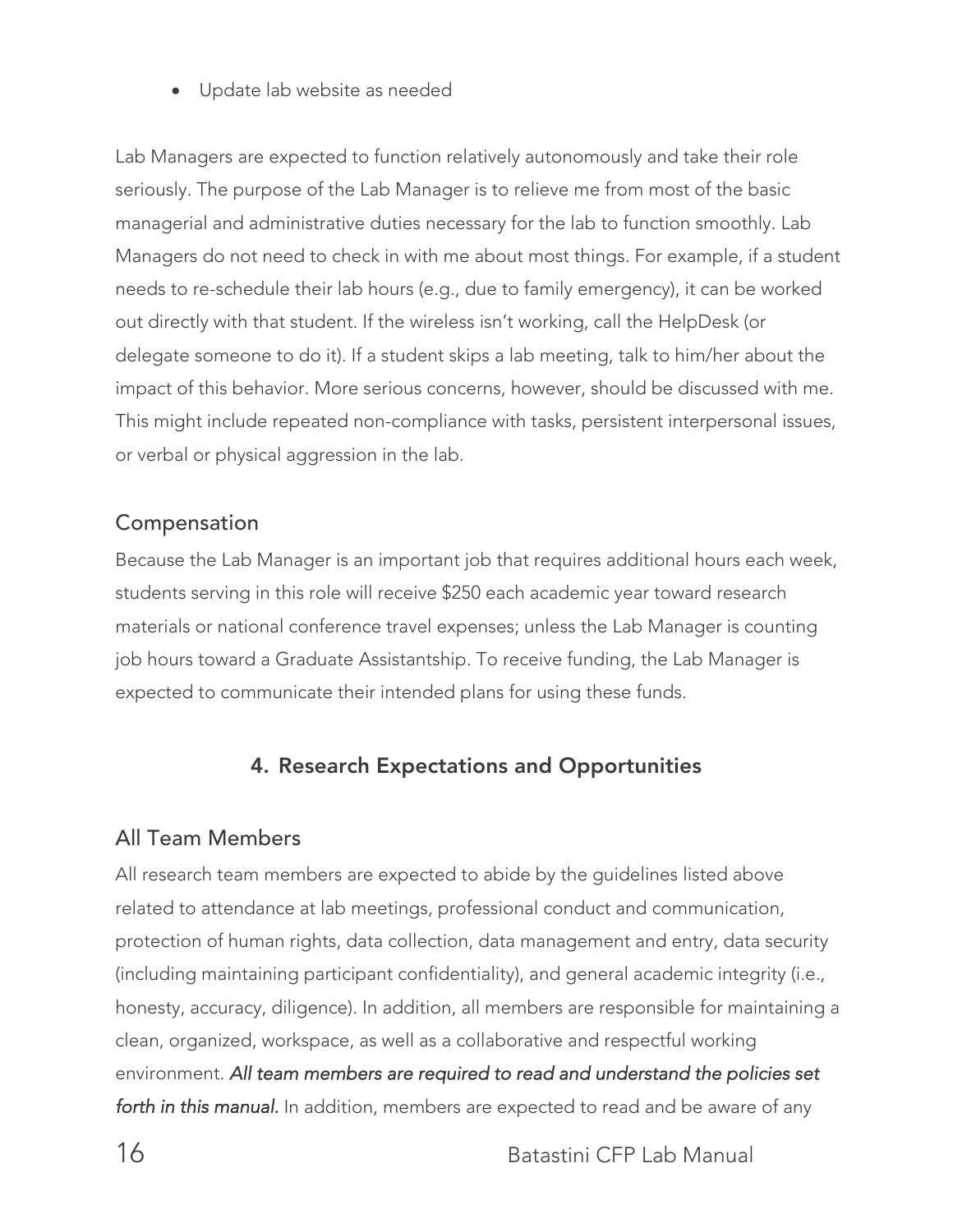- Update lab website as needed

Lab Managers are expected to function relatively autonomously and take their role seriously. The purpose of the Lab Manager is to relieve me from most of the basic managerial and administrative duties necessary for the lab to function smoothly. Lab Managers do not need to check in with me about most things. For example, if a student needs to re-schedule their lab hours (e.g., due to family emergency), it can be worked out directly with that student. If the wireless isn't working, call the HelpDesk (or delegate someone to do it). If a student skips a lab meeting, talk to him/her about the impact of this behavior. More serious concerns, however, should be discussed with me. This might include repeated non-compliance with tasks, persistent interpersonal issues, or verbal or physical aggression in the lab.

### Compensation

Because the Lab Manager is an important job that requires additional hours each week, students serving in this role will receive $250 each academic year toward research materials or national conference travel expenses; unless the Lab Manager is counting job hours toward a Graduate Assistantship. To receive funding, the Lab Manager is expected to communicate their intended plans for using these funds.

## 4. Research Expectations and Opportunities

### All Team Members

All research team members are expected to abide by the guidelines listed above related to attendance at lab meetings, professional conduct and communication, protection of human rights, data collection, data management and entry, data security (including maintaining participant confidentiality), and general academic integrity (i.e., honesty, accuracy, diligence). In addition, all members are responsible for maintaining a clean, organized, workspace, as well as a collaborative and respectful working environment. ***All team members are required to read and understand the policies set forth in this manual.*** In addition, members are expected to read and be aware of any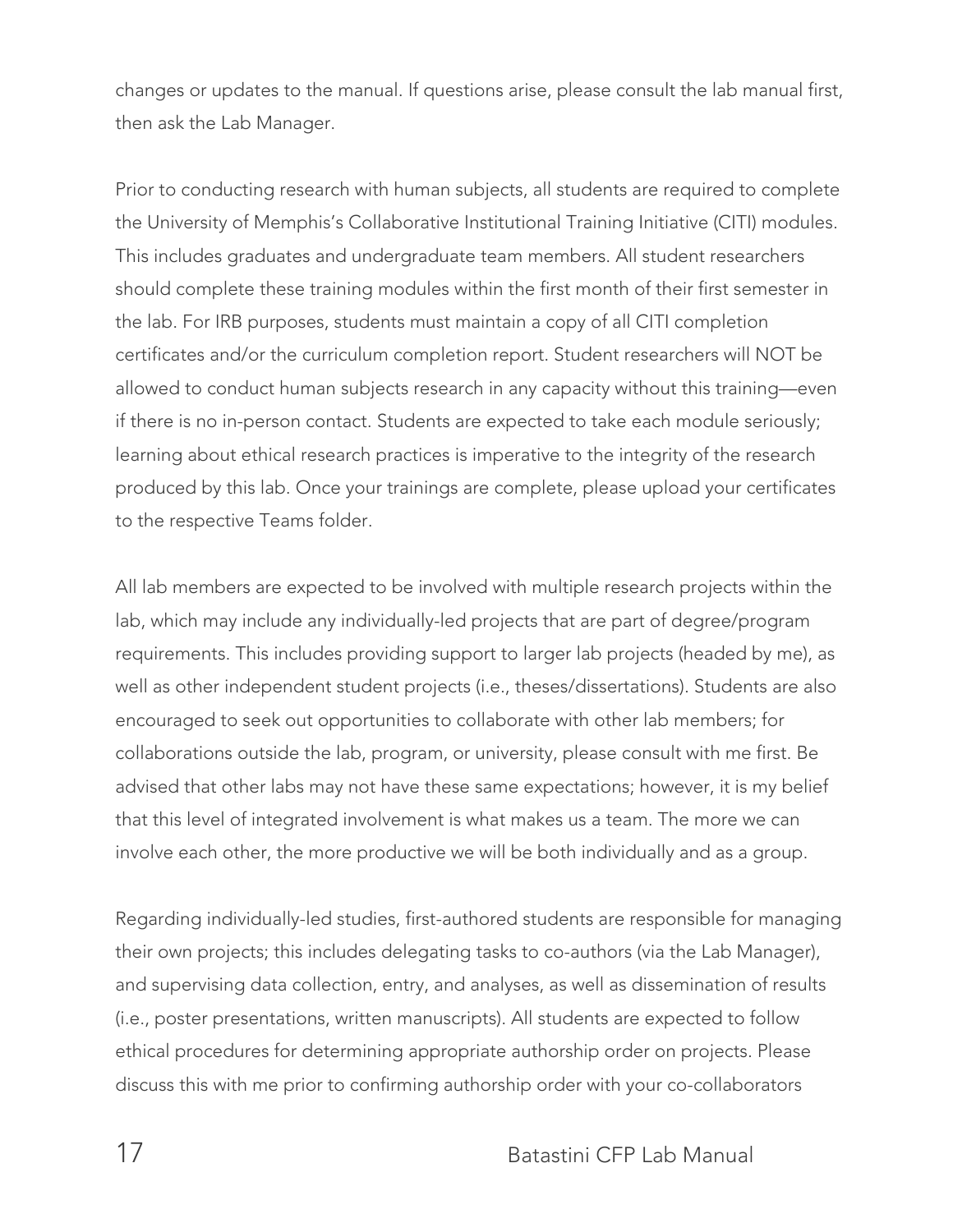changes or updates to the manual. If questions arise, please consult the lab manual first, then ask the Lab Manager.

Prior to conducting research with human subjects, all students are required to complete the University of Memphis's Collaborative Institutional Training Initiative (CITI) modules. This includes graduates and undergraduate team members. All student researchers should complete these training modules within the first month of their first semester in the lab. For IRB purposes, students must maintain a copy of all CITI completion certificates and/or the curriculum completion report. Student researchers will NOT be allowed to conduct human subjects research in any capacity without this training—even if there is no in-person contact. Students are expected to take each module seriously; learning about ethical research practices is imperative to the integrity of the research produced by this lab. Once your trainings are complete, please upload your certificates to the respective Teams folder.

All lab members are expected to be involved with multiple research projects within the lab, which may include any individually-led projects that are part of degree/program requirements. This includes providing support to larger lab projects (headed by me), as well as other independent student projects (i.e., theses/dissertations). Students are also encouraged to seek out opportunities to collaborate with other lab members; for collaborations outside the lab, program, or university, please consult with me first. Be advised that other labs may not have these same expectations; however, it is my belief that this level of integrated involvement is what makes us a team. The more we can involve each other, the more productive we will be both individually and as a group.

Regarding individually-led studies, first-authored students are responsible for managing their own projects; this includes delegating tasks to co-authors (via the Lab Manager), and supervising data collection, entry, and analyses, as well as dissemination of results (i.e., poster presentations, written manuscripts). All students are expected to follow ethical procedures for determining appropriate authorship order on projects. Please discuss this with me prior to confirming authorship order with your co-collaborators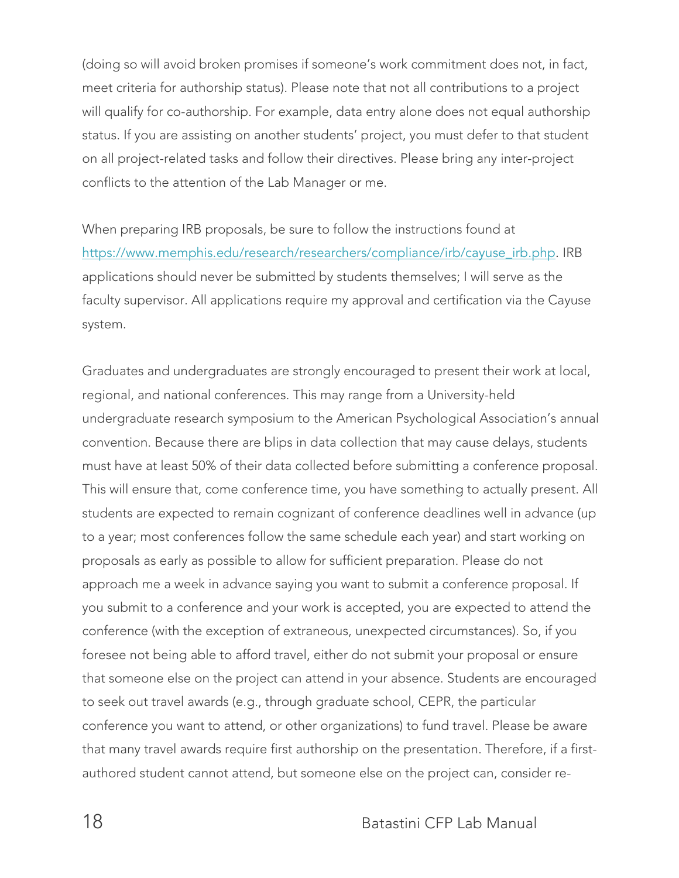(doing so will avoid broken promises if someone's work commitment does not, in fact, meet criteria for authorship status). Please note that not all contributions to a project will qualify for co-authorship. For example, data entry alone does not equal authorship status. If you are assisting on another students' project, you must defer to that student on all project-related tasks and follow their directives. Please bring any inter-project conflicts to the attention of the Lab Manager or me.

When preparing IRB proposals, be sure to follow the instructions found at [https://www.memphis.edu/research/researchers/compliance/irb/cayuse_irb.php](https://www.memphis.edu/research/researchers/compliance/irb/cayuse_irb.php). IRB applications should never be submitted by students themselves; I will serve as the faculty supervisor. All applications require my approval and certification via the Cayuse system.

Graduates and undergraduates are strongly encouraged to present their work at local, regional, and national conferences. This may range from a University-held undergraduate research symposium to the American Psychological Association's annual convention. Because there are blips in data collection that may cause delays, students must have at least 50% of their data collected before submitting a conference proposal. This will ensure that, come conference time, you have something to actually present. All students are expected to remain cognizant of conference deadlines well in advance (up to a year; most conferences follow the same schedule each year) and start working on proposals as early as possible to allow for sufficient preparation. Please do not approach me a week in advance saying you want to submit a conference proposal. If you submit to a conference and your work is accepted, you are expected to attend the conference (with the exception of extraneous, unexpected circumstances). So, if you foresee not being able to afford travel, either do not submit your proposal or ensure that someone else on the project can attend in your absence. Students are encouraged to seek out travel awards (e.g., through graduate school, CEPR, the particular conference you want to attend, or other organizations) to fund travel. Please be aware that many travel awards require first authorship on the presentation. Therefore, if a first-authored student cannot attend, but someone else on the project can, consider re-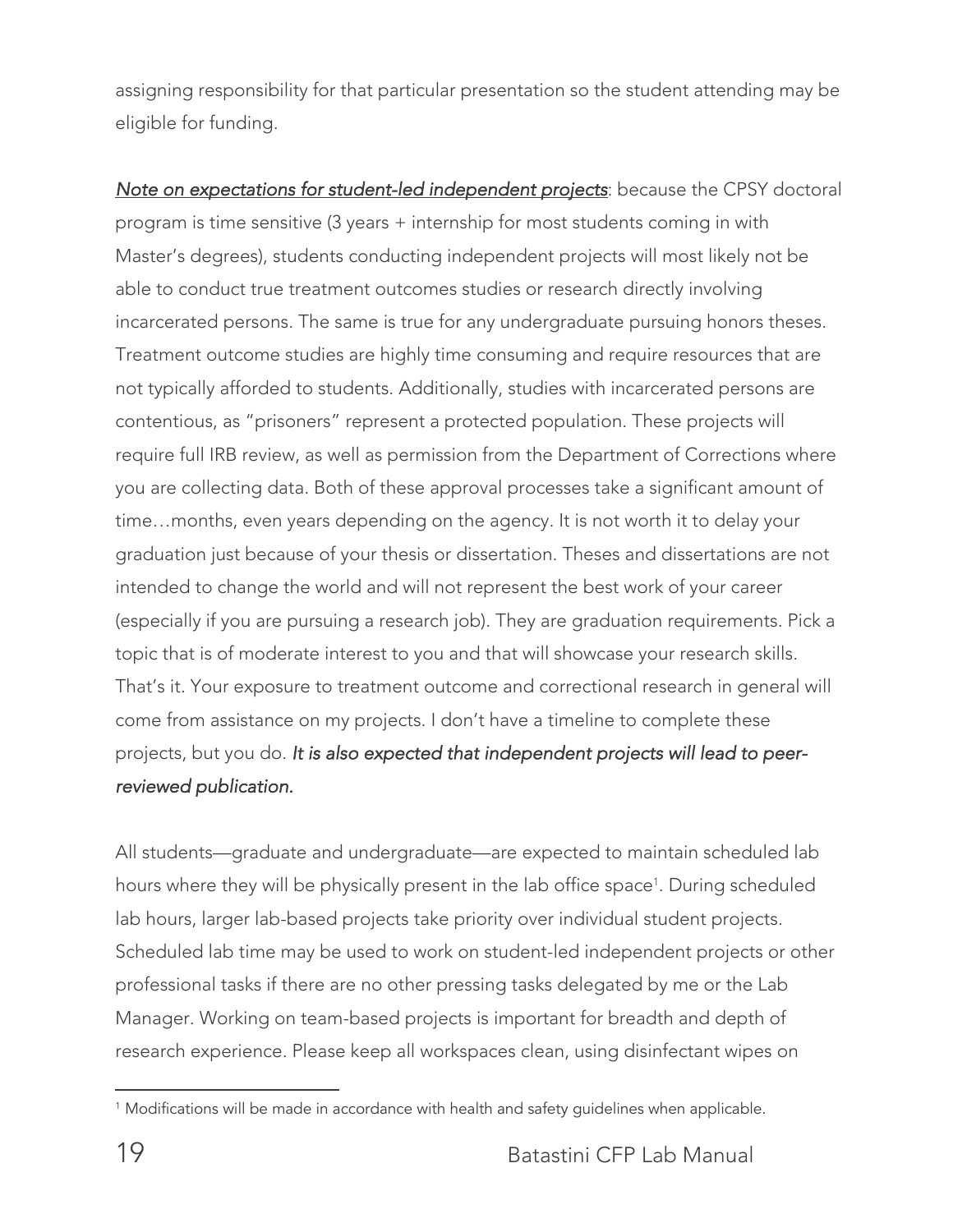assigning responsibility for that particular presentation so the student attending may be eligible for funding.

***<u>Note on expectations for student-led independent projects</u>***: because the CPSY doctoral program is time sensitive (3 years + internship for most students coming in with Master's degrees), students conducting independent projects will most likely not be able to conduct true treatment outcomes studies or research directly involving incarcerated persons. The same is true for any undergraduate pursuing honors theses. Treatment outcome studies are highly time consuming and require resources that are not typically afforded to students. Additionally, studies with incarcerated persons are contentious, as "prisoners" represent a protected population. These projects will require full IRB review, as well as permission from the Department of Corrections where you are collecting data. Both of these approval processes take a significant amount of time…months, even years depending on the agency. It is not worth it to delay your graduation just because of your thesis or dissertation. Theses and dissertations are not intended to change the world and will not represent the best work of your career (especially if you are pursuing a research job). They are graduation requirements. Pick a topic that is of moderate interest to you and that will showcase your research skills. That's it. Your exposure to treatment outcome and correctional research in general will come from assistance on my projects. I don't have a timeline to complete these projects, but you do. *It is also expected that independent projects will lead to peer-reviewed publication.*

All students—graduate and undergraduate—are expected to maintain scheduled lab hours where they will be physically present in the lab office space[1]. During scheduled lab hours, larger lab-based projects take priority over individual student projects. Scheduled lab time may be used to work on student-led independent projects or other professional tasks if there are no other pressing tasks delegated by me or the Lab Manager. Working on team-based projects is important for breadth and depth of research experience. Please keep all workspaces clean, using disinfectant wipes on

[1] Modifications will be made in accordance with health and safety guidelines when applicable.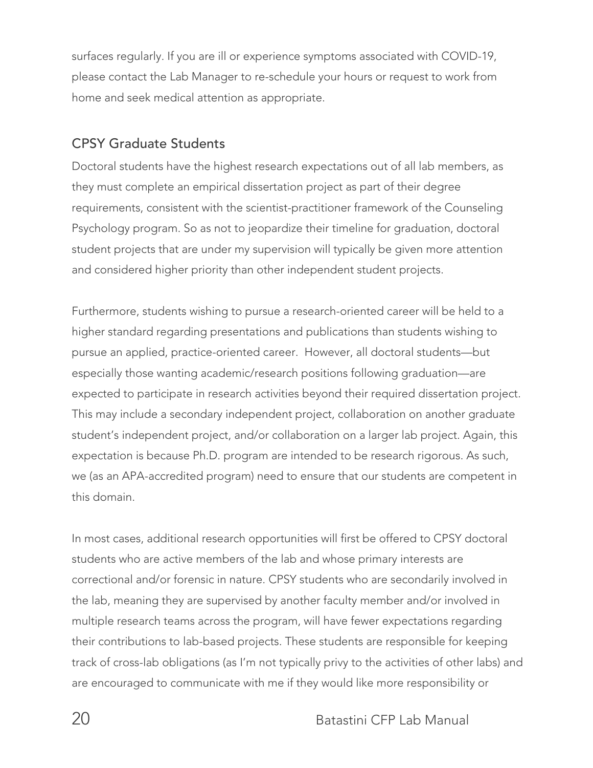surfaces regularly. If you are ill or experience symptoms associated with COVID-19, please contact the Lab Manager to re-schedule your hours or request to work from home and seek medical attention as appropriate.

## CPSY Graduate Students

Doctoral students have the highest research expectations out of all lab members, as they must complete an empirical dissertation project as part of their degree requirements, consistent with the scientist-practitioner framework of the Counseling Psychology program. So as not to jeopardize their timeline for graduation, doctoral student projects that are under my supervision will typically be given more attention and considered higher priority than other independent student projects.

Furthermore, students wishing to pursue a research-oriented career will be held to a higher standard regarding presentations and publications than students wishing to pursue an applied, practice-oriented career. However, all doctoral students—but especially those wanting academic/research positions following graduation—are expected to participate in research activities beyond their required dissertation project. This may include a secondary independent project, collaboration on another graduate student's independent project, and/or collaboration on a larger lab project. Again, this expectation is because Ph.D. program are intended to be research rigorous. As such, we (as an APA-accredited program) need to ensure that our students are competent in this domain.

In most cases, additional research opportunities will first be offered to CPSY doctoral students who are active members of the lab and whose primary interests are correctional and/or forensic in nature. CPSY students who are secondarily involved in the lab, meaning they are supervised by another faculty member and/or involved in multiple research teams across the program, will have fewer expectations regarding their contributions to lab-based projects. These students are responsible for keeping track of cross-lab obligations (as I'm not typically privy to the activities of other labs) and are encouraged to communicate with me if they would like more responsibility or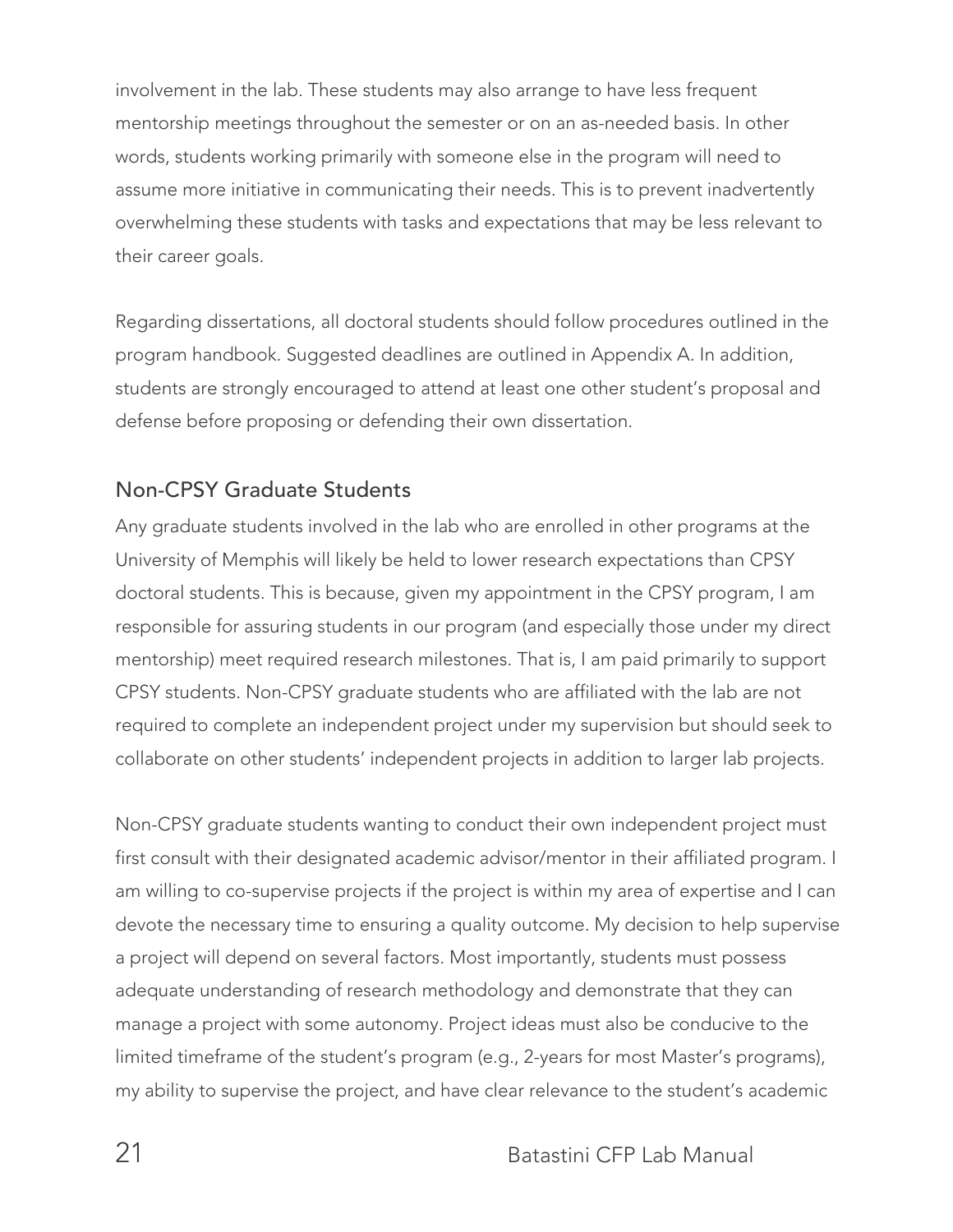involvement in the lab. These students may also arrange to have less frequent mentorship meetings throughout the semester or on an as-needed basis. In other words, students working primarily with someone else in the program will need to assume more initiative in communicating their needs. This is to prevent inadvertently overwhelming these students with tasks and expectations that may be less relevant to their career goals.

Regarding dissertations, all doctoral students should follow procedures outlined in the program handbook. Suggested deadlines are outlined in Appendix A. In addition, students are strongly encouraged to attend at least one other student's proposal and defense before proposing or defending their own dissertation.

## Non-CPSY Graduate Students

Any graduate students involved in the lab who are enrolled in other programs at the University of Memphis will likely be held to lower research expectations than CPSY doctoral students. This is because, given my appointment in the CPSY program, I am responsible for assuring students in our program (and especially those under my direct mentorship) meet required research milestones. That is, I am paid primarily to support CPSY students. Non-CPSY graduate students who are affiliated with the lab are not required to complete an independent project under my supervision but should seek to collaborate on other students' independent projects in addition to larger lab projects.

Non-CPSY graduate students wanting to conduct their own independent project must first consult with their designated academic advisor/mentor in their affiliated program. I am willing to co-supervise projects if the project is within my area of expertise and I can devote the necessary time to ensuring a quality outcome. My decision to help supervise a project will depend on several factors. Most importantly, students must possess adequate understanding of research methodology and demonstrate that they can manage a project with some autonomy. Project ideas must also be conducive to the limited timeframe of the student's program (e.g., 2-years for most Master's programs), my ability to supervise the project, and have clear relevance to the student's academic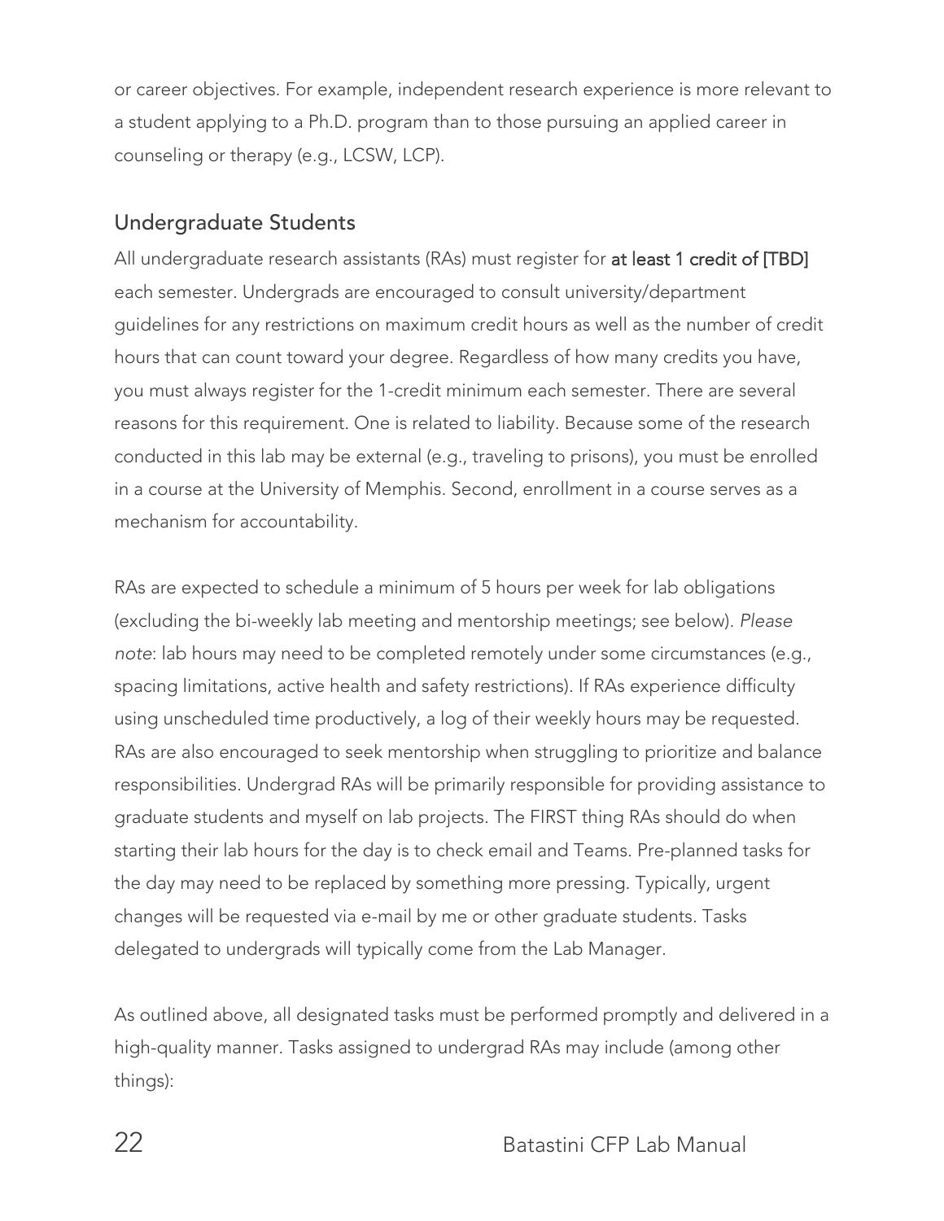or career objectives. For example, independent research experience is more relevant to a student applying to a Ph.D. program than to those pursuing an applied career in counseling or therapy (e.g., LCSW, LCP).

## Undergraduate Students

All undergraduate research assistants (RAs) must register for **at least 1 credit of [TBD]** each semester. Undergrads are encouraged to consult university/department guidelines for any restrictions on maximum credit hours as well as the number of credit hours that can count toward your degree. Regardless of how many credits you have, you must always register for the 1-credit minimum each semester. There are several reasons for this requirement. One is related to liability. Because some of the research conducted in this lab may be external (e.g., traveling to prisons), you must be enrolled in a course at the University of Memphis. Second, enrollment in a course serves as a mechanism for accountability.

RAs are expected to schedule a minimum of 5 hours per week for lab obligations (excluding the bi-weekly lab meeting and mentorship meetings; see below). *Please note*: lab hours may need to be completed remotely under some circumstances (e.g., spacing limitations, active health and safety restrictions). If RAs experience difficulty using unscheduled time productively, a log of their weekly hours may be requested. RAs are also encouraged to seek mentorship when struggling to prioritize and balance responsibilities. Undergrad RAs will be primarily responsible for providing assistance to graduate students and myself on lab projects. The FIRST thing RAs should do when starting their lab hours for the day is to check email and Teams. Pre-planned tasks for the day may need to be replaced by something more pressing. Typically, urgent changes will be requested via e-mail by me or other graduate students. Tasks delegated to undergrads will typically come from the Lab Manager.

As outlined above, all designated tasks must be performed promptly and delivered in a high-quality manner. Tasks assigned to undergrad RAs may include (among other things):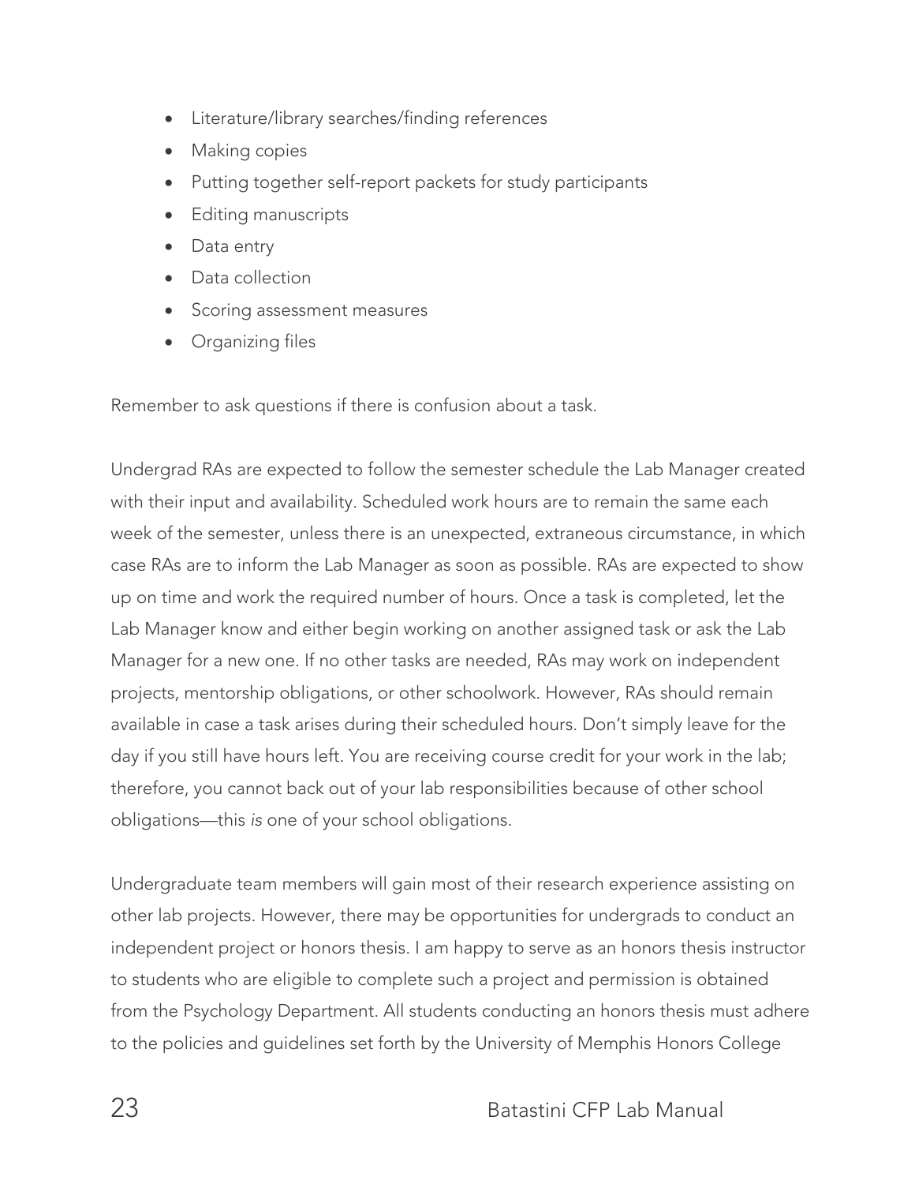- Literature/library searches/finding references
- Making copies
- Putting together self-report packets for study participants
- Editing manuscripts
- Data entry
- Data collection
- Scoring assessment measures
- Organizing files

Remember to ask questions if there is confusion about a task.

Undergrad RAs are expected to follow the semester schedule the Lab Manager created with their input and availability. Scheduled work hours are to remain the same each week of the semester, unless there is an unexpected, extraneous circumstance, in which case RAs are to inform the Lab Manager as soon as possible. RAs are expected to show up on time and work the required number of hours. Once a task is completed, let the Lab Manager know and either begin working on another assigned task or ask the Lab Manager for a new one. If no other tasks are needed, RAs may work on independent projects, mentorship obligations, or other schoolwork. However, RAs should remain available in case a task arises during their scheduled hours. Don't simply leave for the day if you still have hours left. You are receiving course credit for your work in the lab; therefore, you cannot back out of your lab responsibilities because of other school obligations—this *is* one of your school obligations.

Undergraduate team members will gain most of their research experience assisting on other lab projects. However, there may be opportunities for undergrads to conduct an independent project or honors thesis. I am happy to serve as an honors thesis instructor to students who are eligible to complete such a project and permission is obtained from the Psychology Department. All students conducting an honors thesis must adhere to the policies and guidelines set forth by the University of Memphis Honors College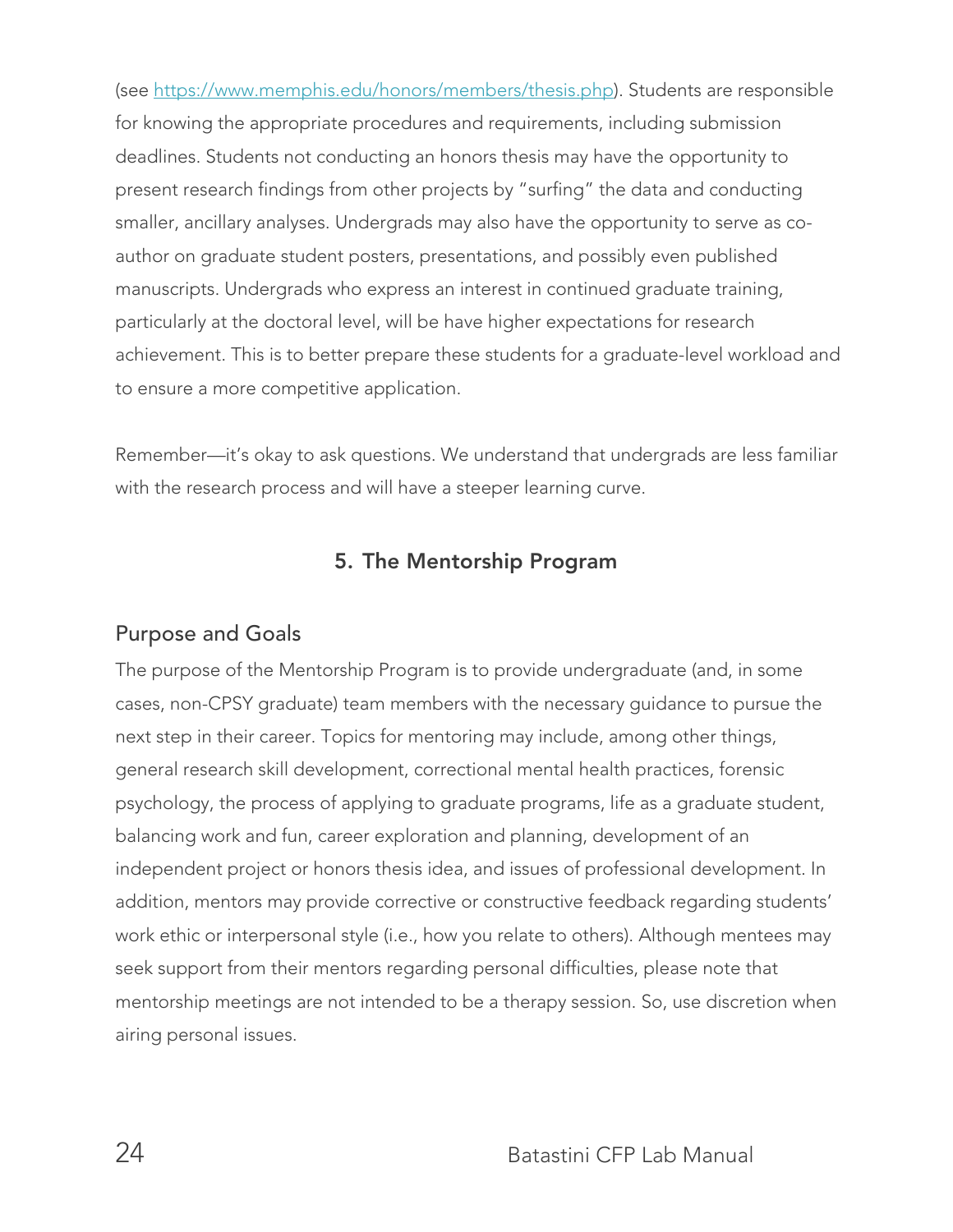(see [https://www.memphis.edu/honors/members/thesis.php](https://www.memphis.edu/honors/members/thesis.php)). Students are responsible for knowing the appropriate procedures and requirements, including submission deadlines. Students not conducting an honors thesis may have the opportunity to present research findings from other projects by "surfing" the data and conducting smaller, ancillary analyses. Undergrads may also have the opportunity to serve as co-author on graduate student posters, presentations, and possibly even published manuscripts. Undergrads who express an interest in continued graduate training, particularly at the doctoral level, will be have higher expectations for research achievement. This is to better prepare these students for a graduate-level workload and to ensure a more competitive application.

Remember—it's okay to ask questions. We understand that undergrads are less familiar with the research process and will have a steeper learning curve.

## 5. The Mentorship Program

### Purpose and Goals

The purpose of the Mentorship Program is to provide undergraduate (and, in some cases, non-CPSY graduate) team members with the necessary guidance to pursue the next step in their career. Topics for mentoring may include, among other things, general research skill development, correctional mental health practices, forensic psychology, the process of applying to graduate programs, life as a graduate student, balancing work and fun, career exploration and planning, development of an independent project or honors thesis idea, and issues of professional development. In addition, mentors may provide corrective or constructive feedback regarding students' work ethic or interpersonal style (i.e., how you relate to others). Although mentees may seek support from their mentors regarding personal difficulties, please note that mentorship meetings are not intended to be a therapy session. So, use discretion when airing personal issues.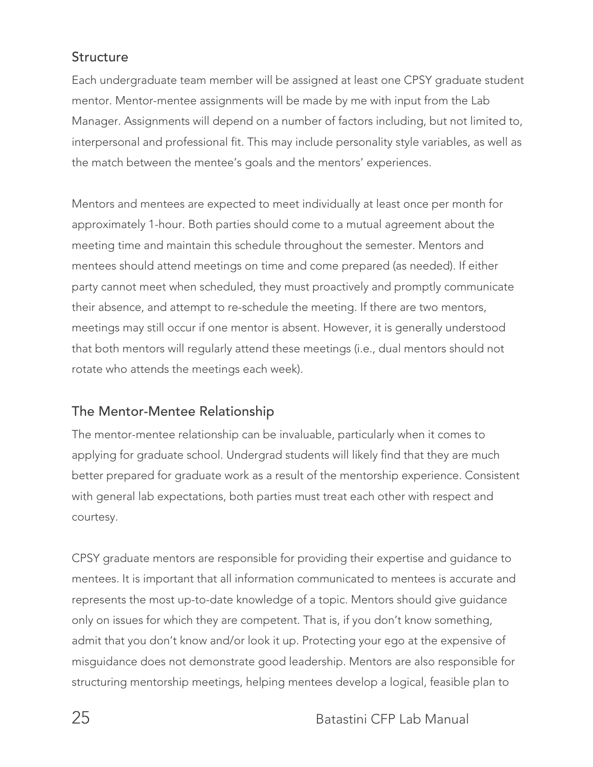## Structure

Each undergraduate team member will be assigned at least one CPSY graduate student mentor. Mentor-mentee assignments will be made by me with input from the Lab Manager. Assignments will depend on a number of factors including, but not limited to, interpersonal and professional fit. This may include personality style variables, as well as the match between the mentee's goals and the mentors' experiences.

Mentors and mentees are expected to meet individually at least once per month for approximately 1-hour. Both parties should come to a mutual agreement about the meeting time and maintain this schedule throughout the semester. Mentors and mentees should attend meetings on time and come prepared (as needed). If either party cannot meet when scheduled, they must proactively and promptly communicate their absence, and attempt to re-schedule the meeting. If there are two mentors, meetings may still occur if one mentor is absent. However, it is generally understood that both mentors will regularly attend these meetings (i.e., dual mentors should not rotate who attends the meetings each week).

## The Mentor-Mentee Relationship

The mentor-mentee relationship can be invaluable, particularly when it comes to applying for graduate school. Undergrad students will likely find that they are much better prepared for graduate work as a result of the mentorship experience. Consistent with general lab expectations, both parties must treat each other with respect and courtesy.

CPSY graduate mentors are responsible for providing their expertise and guidance to mentees. It is important that all information communicated to mentees is accurate and represents the most up-to-date knowledge of a topic. Mentors should give guidance only on issues for which they are competent. That is, if you don't know something, admit that you don't know and/or look it up. Protecting your ego at the expensive of misguidance does not demonstrate good leadership. Mentors are also responsible for structuring mentorship meetings, helping mentees develop a logical, feasible plan to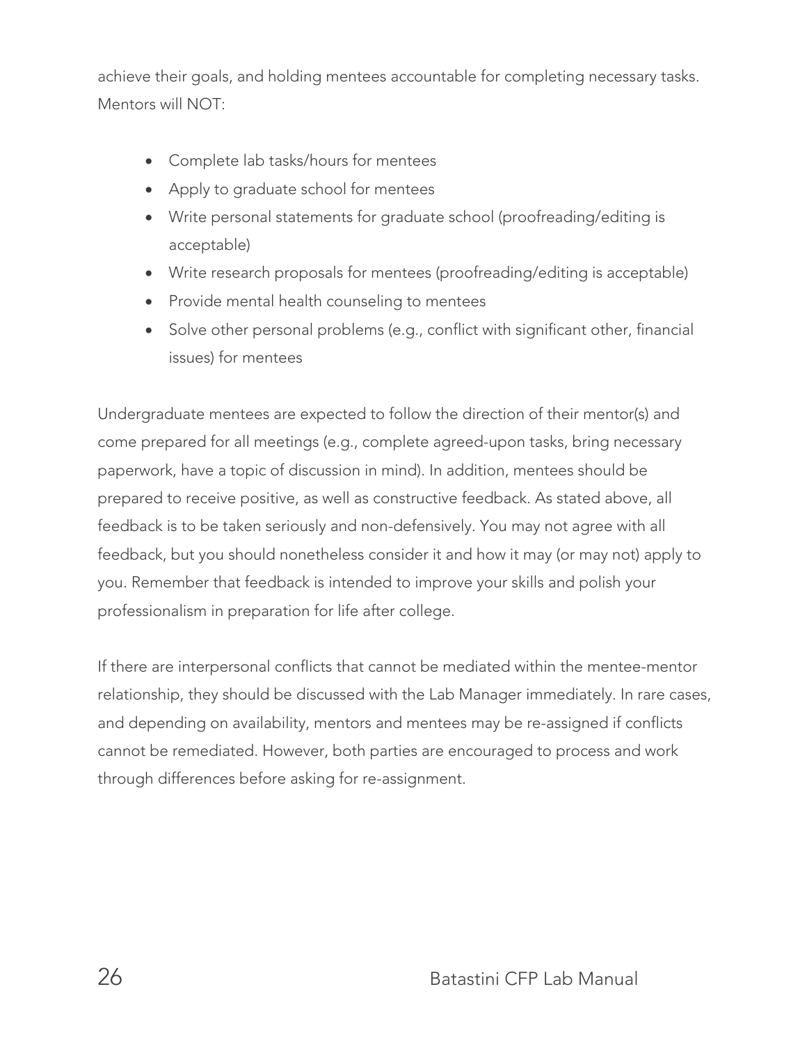achieve their goals, and holding mentees accountable for completing necessary tasks. Mentors will NOT:

- Complete lab tasks/hours for mentees
- Apply to graduate school for mentees
- Write personal statements for graduate school (proofreading/editing is acceptable)
- Write research proposals for mentees (proofreading/editing is acceptable)
- Provide mental health counseling to mentees
- Solve other personal problems (e.g., conflict with significant other, financial issues) for mentees

Undergraduate mentees are expected to follow the direction of their mentor(s) and come prepared for all meetings (e.g., complete agreed-upon tasks, bring necessary paperwork, have a topic of discussion in mind). In addition, mentees should be prepared to receive positive, as well as constructive feedback. As stated above, all feedback is to be taken seriously and non-defensively. You may not agree with all feedback, but you should nonetheless consider it and how it may (or may not) apply to you. Remember that feedback is intended to improve your skills and polish your professionalism in preparation for life after college.

If there are interpersonal conflicts that cannot be mediated within the mentee-mentor relationship, they should be discussed with the Lab Manager immediately. In rare cases, and depending on availability, mentors and mentees may be re-assigned if conflicts cannot be remediated. However, both parties are encouraged to process and work through differences before asking for re-assignment.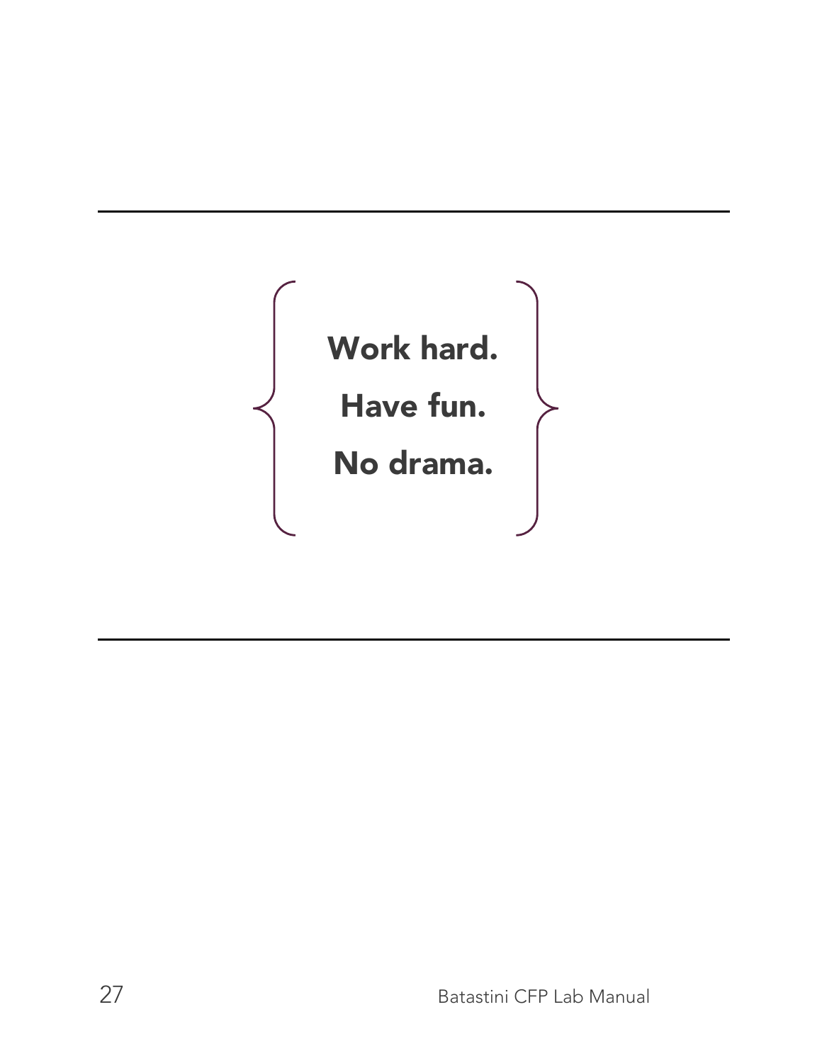---

**Work hard.**

**Have fun.**

**No drama.**

---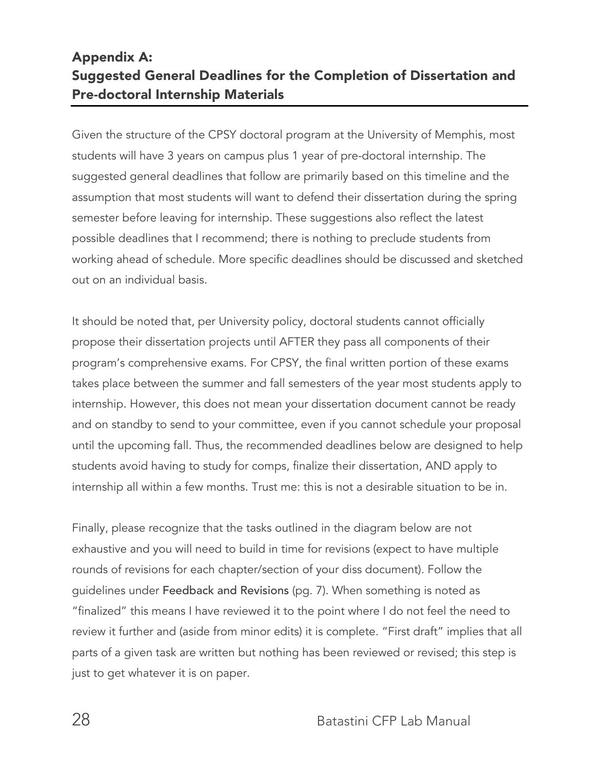## Appendix A: Suggested General Deadlines for the Completion of Dissertation and Pre-doctoral Internship Materials

Given the structure of the CPSY doctoral program at the University of Memphis, most students will have 3 years on campus plus 1 year of pre-doctoral internship. The suggested general deadlines that follow are primarily based on this timeline and the assumption that most students will want to defend their dissertation during the spring semester before leaving for internship. These suggestions also reflect the latest possible deadlines that I recommend; there is nothing to preclude students from working ahead of schedule. More specific deadlines should be discussed and sketched out on an individual basis.

It should be noted that, per University policy, doctoral students cannot officially propose their dissertation projects until AFTER they pass all components of their program's comprehensive exams. For CPSY, the final written portion of these exams takes place between the summer and fall semesters of the year most students apply to internship. However, this does not mean your dissertation document cannot be ready and on standby to send to your committee, even if you cannot schedule your proposal until the upcoming fall. Thus, the recommended deadlines below are designed to help students avoid having to study for comps, finalize their dissertation, AND apply to internship all within a few months. Trust me: this is not a desirable situation to be in.

Finally, please recognize that the tasks outlined in the diagram below are not exhaustive and you will need to build in time for revisions (expect to have multiple rounds of revisions for each chapter/section of your diss document). Follow the guidelines under Feedback and Revisions (pg. 7). When something is noted as "finalized" this means I have reviewed it to the point where I do not feel the need to review it further and (aside from minor edits) it is complete. "First draft" implies that all parts of a given task are written but nothing has been reviewed or revised; this step is just to get whatever it is on paper.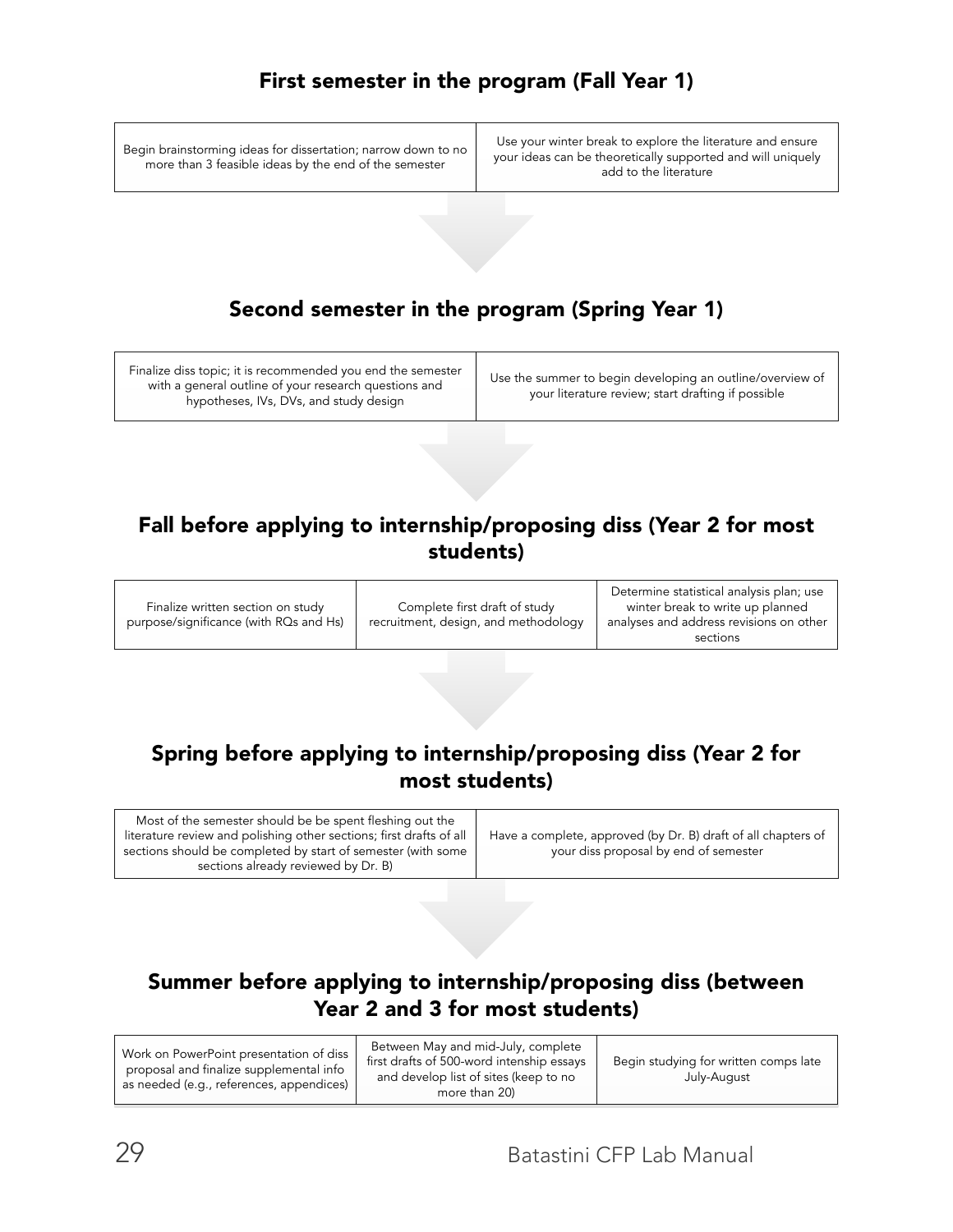## First semester in the program (Fall Year 1)

| | |
|---|---|
| Begin brainstorming ideas for dissertation; narrow down to no more than 3 feasible ideas by the end of the semester | Use your winter break to explore the literature and ensure your ideas can be theoretically supported and will uniquely add to the literature |

## Second semester in the program (Spring Year 1)

| | |
|---|---|
| Finalize diss topic; it is recommended you end the semester with a general outline of your research questions and hypotheses, IVs, DVs, and study design | Use the summer to begin developing an outline/overview of your literature review; start drafting if possible |

## Fall before applying to internship/proposing diss (Year 2 for most students)

| | | |
|---|---|---|
| Finalize written section on study purpose/significance (with RQs and Hs) | Complete first draft of study recruitment, design, and methodology | Determine statistical analysis plan; use winter break to write up planned analyses and address revisions on other sections |

## Spring before applying to internship/proposing diss (Year 2 for most students)

| | |
|---|---|
| Most of the semester should be be spent fleshing out the literature review and polishing other sections; first drafts of all sections should be completed by start of semester (with some sections already reviewed by Dr. B) | Have a complete, approved (by Dr. B) draft of all chapters of your diss proposal by end of semester |

## Summer before applying to internship/proposing diss (between Year 2 and 3 for most students)

| | | |
|---|---|---|
| Work on PowerPoint presentation of diss proposal and finalize supplemental info as needed (e.g., references, appendices) | Between May and mid-July, complete first drafts of 500-word intenship essays and develop list of sites (keep to no more than 20) | Begin studying for written comps late July-August |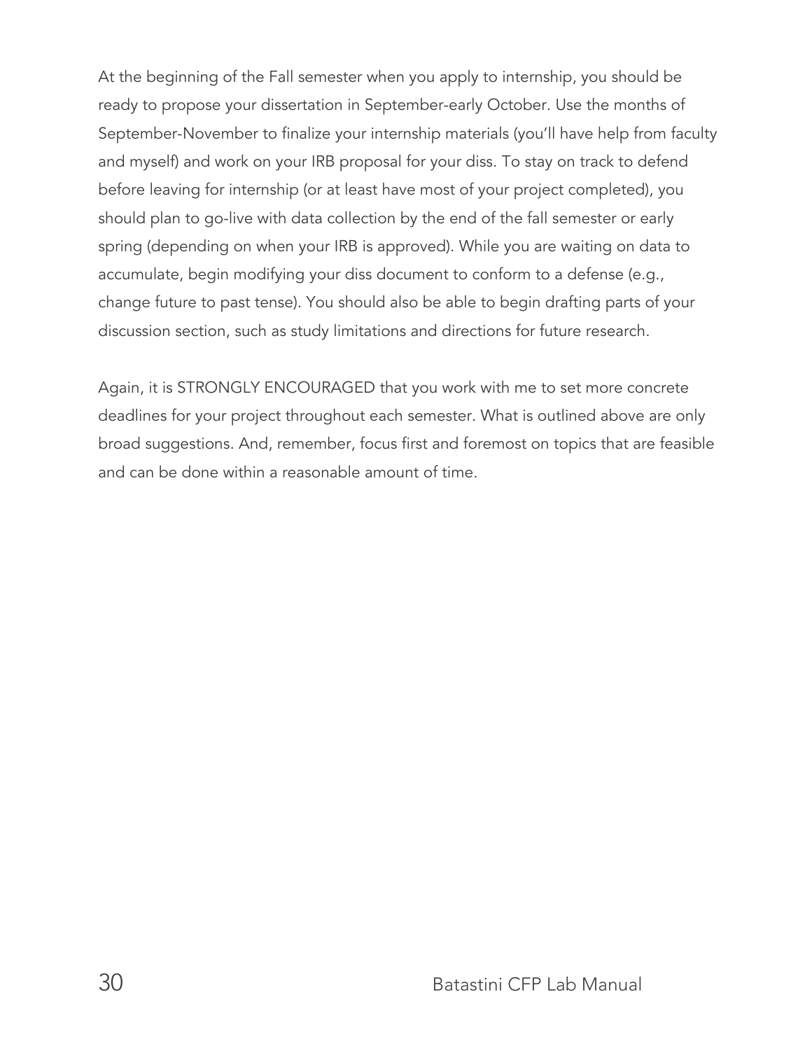At the beginning of the Fall semester when you apply to internship, you should be ready to propose your dissertation in September-early October. Use the months of September-November to finalize your internship materials (you'll have help from faculty and myself) and work on your IRB proposal for your diss. To stay on track to defend before leaving for internship (or at least have most of your project completed), you should plan to go-live with data collection by the end of the fall semester or early spring (depending on when your IRB is approved). While you are waiting on data to accumulate, begin modifying your diss document to conform to a defense (e.g., change future to past tense). You should also be able to begin drafting parts of your discussion section, such as study limitations and directions for future research.

Again, it is STRONGLY ENCOURAGED that you work with me to set more concrete deadlines for your project throughout each semester. What is outlined above are only broad suggestions. And, remember, focus first and foremost on topics that are feasible and can be done within a reasonable amount of time.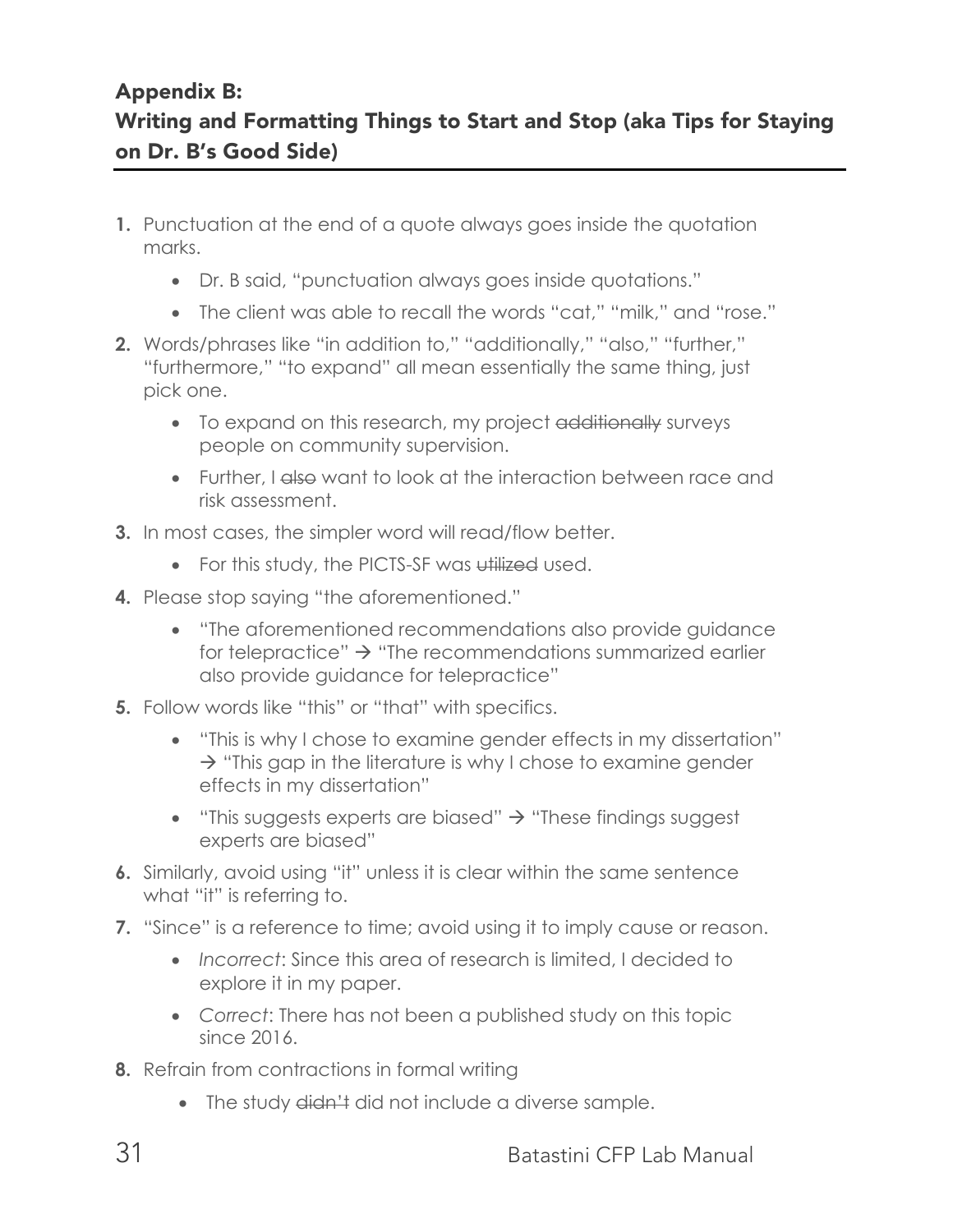## Appendix B: Writing and Formatting Things to Start and Stop (aka Tips for Staying on Dr. B's Good Side)

1. Punctuation at the end of a quote always goes inside the quotation marks.
   - Dr. B said, "punctuation always goes inside quotations."
   - The client was able to recall the words "cat," "milk," and "rose."
2. Words/phrases like "in addition to," "additionally," "also," "further," "furthermore," "to expand" all mean essentially the same thing, just pick one.
   - To expand on this research, my project ~~additionally~~ surveys people on community supervision.
   - Further, I ~~also~~ want to look at the interaction between race and risk assessment.
3. In most cases, the simpler word will read/flow better.
   - For this study, the PICTS-SF was ~~utilized~~ used.
4. Please stop saying "the aforementioned."
   - "The aforementioned recommendations also provide guidance for telepractice" → "The recommendations summarized earlier also provide guidance for telepractice"
5. Follow words like "this" or "that" with specifics.
   - "This is why I chose to examine gender effects in my dissertation" → "This gap in the literature is why I chose to examine gender effects in my dissertation"
   - "This suggests experts are biased" → "These findings suggest experts are biased"
6. Similarly, avoid using "it" unless it is clear within the same sentence what "it" is referring to.
7. "Since" is a reference to time; avoid using it to imply cause or reason.
   - *Incorrect*: Since this area of research is limited, I decided to explore it in my paper.
   - *Correct*: There has not been a published study on this topic since 2016.
8. Refrain from contractions in formal writing
   - The study ~~didn't~~ did not include a diverse sample.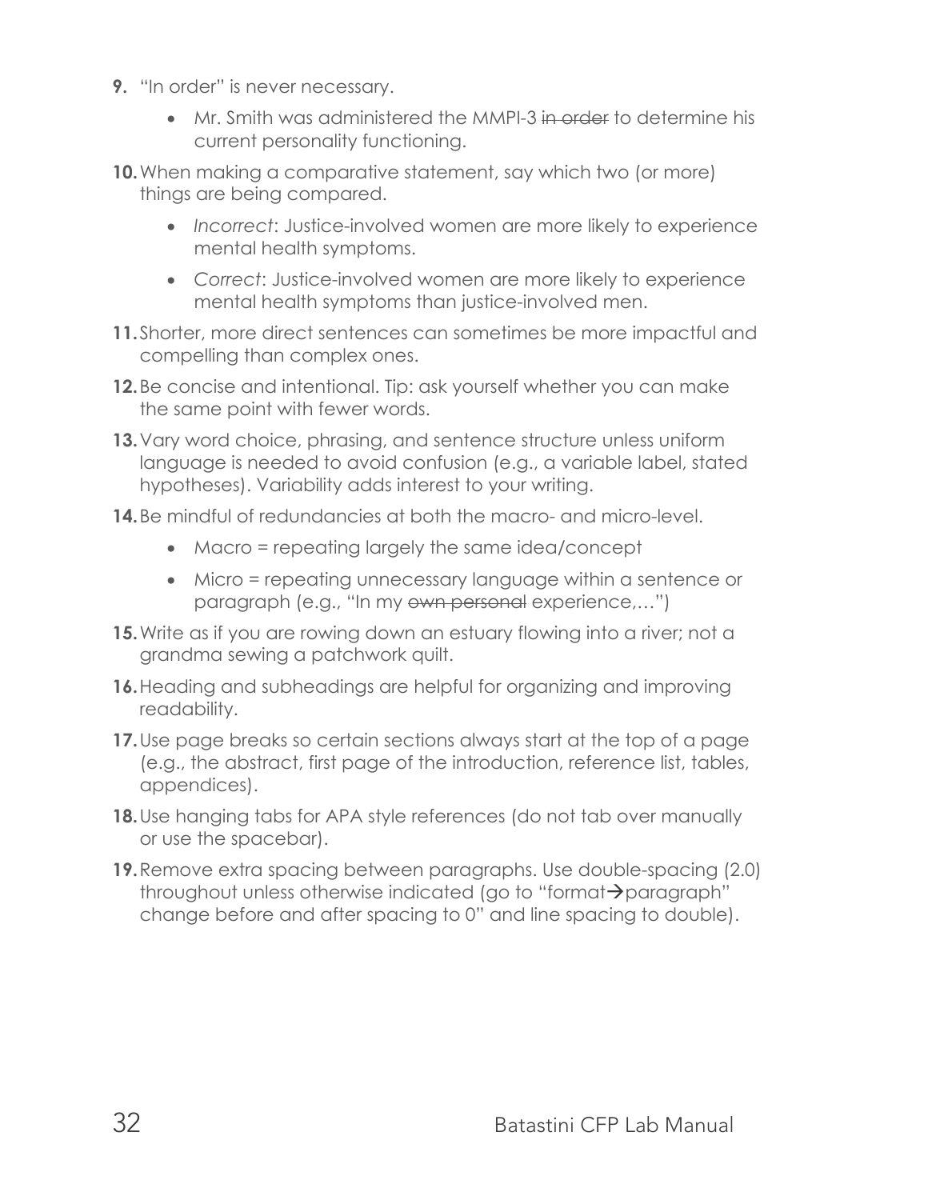9. "In order" is never necessary.
    - Mr. Smith was administered the MMPI-3 ~~in order~~ to determine his current personality functioning.
10. When making a comparative statement, say which two (or more) things are being compared.
    - *Incorrect*: Justice-involved women are more likely to experience mental health symptoms.
    - *Correct*: Justice-involved women are more likely to experience mental health symptoms than justice-involved men.
11. Shorter, more direct sentences can sometimes be more impactful and compelling than complex ones.
12. Be concise and intentional. Tip: ask yourself whether you can make the same point with fewer words.
13. Vary word choice, phrasing, and sentence structure unless uniform language is needed to avoid confusion (e.g., a variable label, stated hypotheses). Variability adds interest to your writing.
14. Be mindful of redundancies at both the macro- and micro-level.
    - Macro = repeating largely the same idea/concept
    - Micro = repeating unnecessary language within a sentence or paragraph (e.g., "In my ~~own personal~~ experience,…")
15. Write as if you are rowing down an estuary flowing into a river; not a grandma sewing a patchwork quilt.
16. Heading and subheadings are helpful for organizing and improving readability.
17. Use page breaks so certain sections always start at the top of a page (e.g., the abstract, first page of the introduction, reference list, tables, appendices).
18. Use hanging tabs for APA style references (do not tab over manually or use the spacebar).
19. Remove extra spacing between paragraphs. Use double-spacing (2.0) throughout unless otherwise indicated (go to "format→paragraph" change before and after spacing to 0" and line spacing to double).